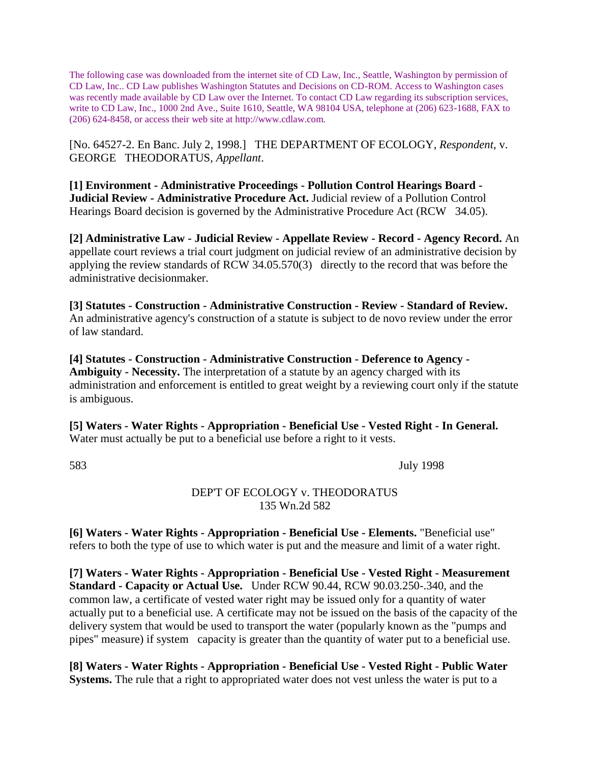The following case was downloaded from the internet site of CD Law, Inc., Seattle, Washington by permission of CD Law, Inc.. CD Law publishes Washington Statutes and Decisions on CD-ROM. Access to Washington cases was recently made available by CD Law over the Internet. To contact CD Law regarding its subscription services, write to CD Law, Inc., 1000 2nd Ave., Suite 1610, Seattle, WA 98104 USA, telephone at (206) 623-1688, FAX to (206) 624-8458, or access their web site at http://www.cdlaw.com.

[No. 64527-2. En Banc. July 2, 1998.] THE DEPARTMENT OF ECOLOGY, *Respondent*, v. GEORGE THEODORATUS, *Appellant*.

**[1] Environment - Administrative Proceedings - Pollution Control Hearings Board - Judicial Review - Administrative Procedure Act.** Judicial review of a Pollution Control Hearings Board decision is governed by the Administrative Procedure Act (RCW 34.05).

**[2] Administrative Law - Judicial Review - Appellate Review - Record - Agency Record.** An appellate court reviews a trial court judgment on judicial review of an administrative decision by applying the review standards of RCW 34.05.570(3) directly to the record that was before the administrative decisionmaker.

**[3] Statutes - Construction - Administrative Construction - Review - Standard of Review.** An administrative agency's construction of a statute is subject to de novo review under the error of law standard.

**[4] Statutes - Construction - Administrative Construction - Deference to Agency - Ambiguity - Necessity.** The interpretation of a statute by an agency charged with its administration and enforcement is entitled to great weight by a reviewing court only if the statute is ambiguous.

**[5] Waters - Water Rights - Appropriation - Beneficial Use - Vested Right - In General.** Water must actually be put to a beneficial use before a right to it vests.

**[6] Waters - Water Rights - Appropriation - Beneficial Use - Elements.** "Beneficial use" refers to both the type of use to which water is put and the measure and limit of a water right.

**[7] Waters - Water Rights - Appropriation - Beneficial Use - Vested Right - Measurement Standard - Capacity or Actual Use.** Under RCW 90.44, RCW 90.03.250-.340, and the common law, a certificate of vested water right may be issued only for a quantity of water actually put to a beneficial use. A certificate may not be issued on the basis of the capacity of the delivery system that would be used to transport the water (popularly known as the "pumps and pipes" measure) if system capacity is greater than the quantity of water put to a beneficial use.

**[8] Waters - Water Rights - Appropriation - Beneficial Use - Vested Right - Public Water Systems.** The rule that a right to appropriated water does not vest unless the water is put to a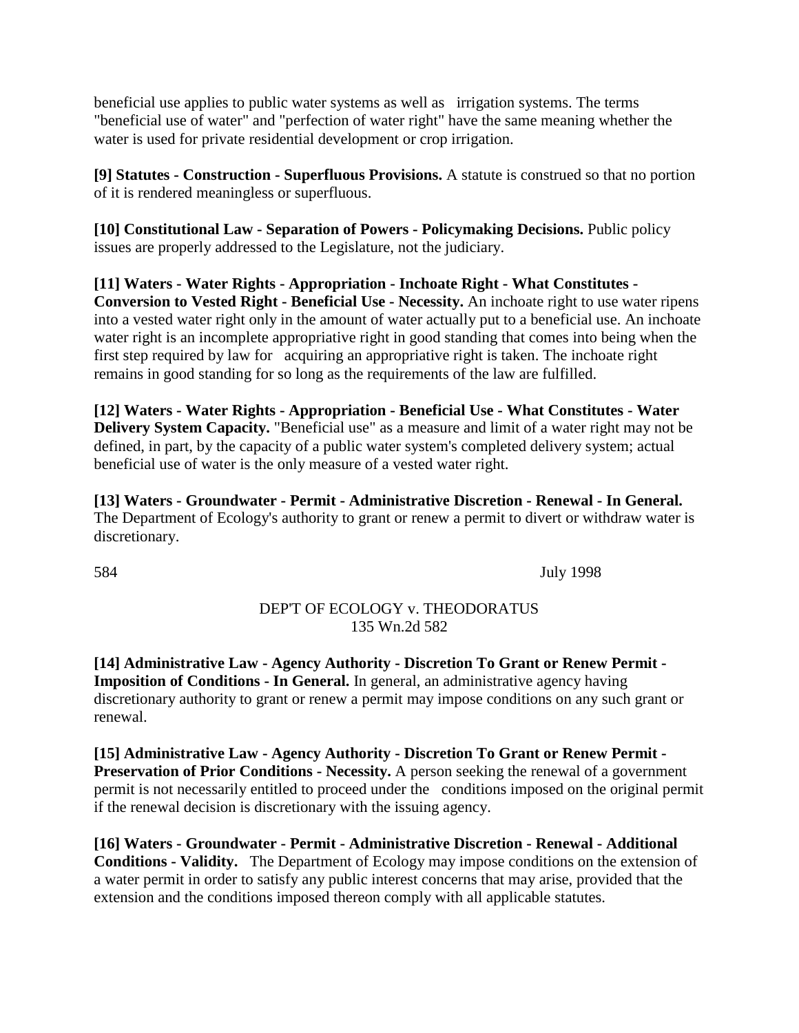beneficial use applies to public water systems as well as irrigation systems. The terms "beneficial use of water" and "perfection of water right" have the same meaning whether the water is used for private residential development or crop irrigation.

**[9] Statutes - Construction - Superfluous Provisions.** A statute is construed so that no portion of it is rendered meaningless or superfluous.

**[10] Constitutional Law - Separation of Powers - Policymaking Decisions.** Public policy issues are properly addressed to the Legislature, not the judiciary.

**[11] Waters - Water Rights - Appropriation - Inchoate Right - What Constitutes - Conversion to Vested Right - Beneficial Use - Necessity.** An inchoate right to use water ripens into a vested water right only in the amount of water actually put to a beneficial use. An inchoate water right is an incomplete appropriative right in good standing that comes into being when the first step required by law for acquiring an appropriative right is taken. The inchoate right remains in good standing for so long as the requirements of the law are fulfilled.

**[12] Waters - Water Rights - Appropriation - Beneficial Use - What Constitutes - Water Delivery System Capacity.** "Beneficial use" as a measure and limit of a water right may not be defined, in part, by the capacity of a public water system's completed delivery system; actual beneficial use of water is the only measure of a vested water right.

**[13] Waters - Groundwater - Permit - Administrative Discretion - Renewal - In General.** The Department of Ecology's authority to grant or renew a permit to divert or withdraw water is discretionary.

**[14] Administrative Law - Agency Authority - Discretion To Grant or Renew Permit - Imposition of Conditions - In General.** In general, an administrative agency having discretionary authority to grant or renew a permit may impose conditions on any such grant or renewal.

**[15] Administrative Law - Agency Authority - Discretion To Grant or Renew Permit - Preservation of Prior Conditions - Necessity.** A person seeking the renewal of a government permit is not necessarily entitled to proceed under the conditions imposed on the original permit if the renewal decision is discretionary with the issuing agency.

**[16] Waters - Groundwater - Permit - Administrative Discretion - Renewal - Additional Conditions - Validity.** The Department of Ecology may impose conditions on the extension of a water permit in order to satisfy any public interest concerns that may arise, provided that the extension and the conditions imposed thereon comply with all applicable statutes.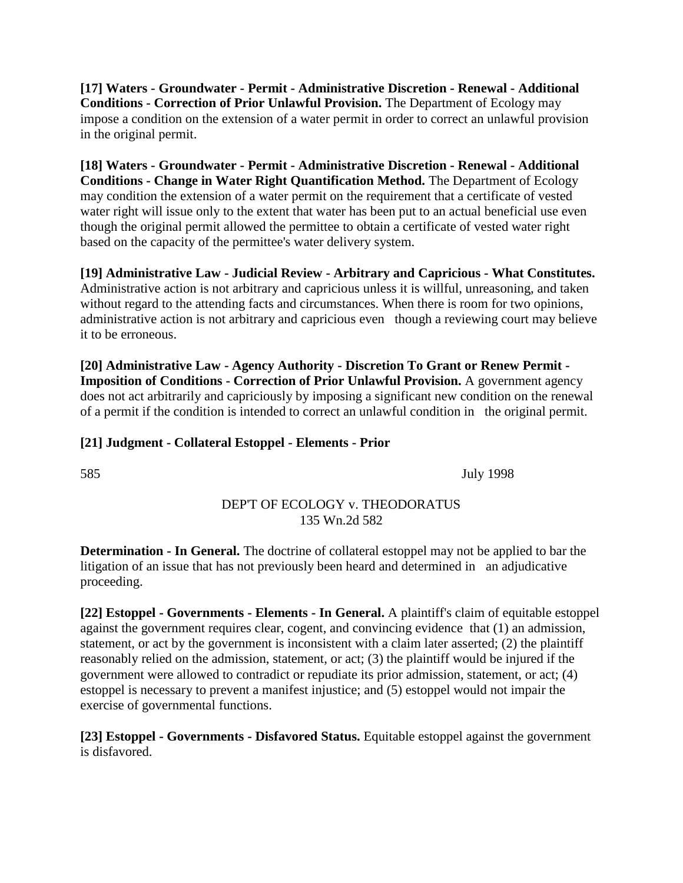**[17] Waters - Groundwater - Permit - Administrative Discretion - Renewal - Additional Conditions - Correction of Prior Unlawful Provision.** The Department of Ecology may impose a condition on the extension of a water permit in order to correct an unlawful provision in the original permit.

**[18] Waters - Groundwater - Permit - Administrative Discretion - Renewal - Additional Conditions - Change in Water Right Quantification Method.** The Department of Ecology may condition the extension of a water permit on the requirement that a certificate of vested water right will issue only to the extent that water has been put to an actual beneficial use even though the original permit allowed the permittee to obtain a certificate of vested water right based on the capacity of the permittee's water delivery system.

**[19] Administrative Law - Judicial Review - Arbitrary and Capricious - What Constitutes.** Administrative action is not arbitrary and capricious unless it is willful, unreasoning, and taken without regard to the attending facts and circumstances. When there is room for two opinions, administrative action is not arbitrary and capricious even though a reviewing court may believe it to be erroneous.

**[20] Administrative Law - Agency Authority - Discretion To Grant or Renew Permit - Imposition of Conditions - Correction of Prior Unlawful Provision.** A government agency does not act arbitrarily and capriciously by imposing a significant new condition on the renewal of a permit if the condition is intended to correct an unlawful condition in the original permit.

**[21] Judgment - Collateral Estoppel - Elements - Prior Determination - In General.** The doctrine of collateral estoppel may not be applied to bar the litigation of an issue that has not previously been heard and determined in an adjudicative proceeding.

**[22] Estoppel - Governments - Elements - In General.** A plaintiff's claim of equitable estoppel against the government requires clear, cogent, and convincing evidence that (1) an admission, statement, or act by the government is inconsistent with a claim later asserted; (2) the plaintiff reasonably relied on the admission, statement, or act; (3) the plaintiff would be injured if the government were allowed to contradict or repudiate its prior admission, statement, or act; (4) estoppel is necessary to prevent a manifest injustice; and (5) estoppel would not impair the exercise of governmental functions.

**[23] Estoppel - Governments - Disfavored Status.** Equitable estoppel against the government is disfavored.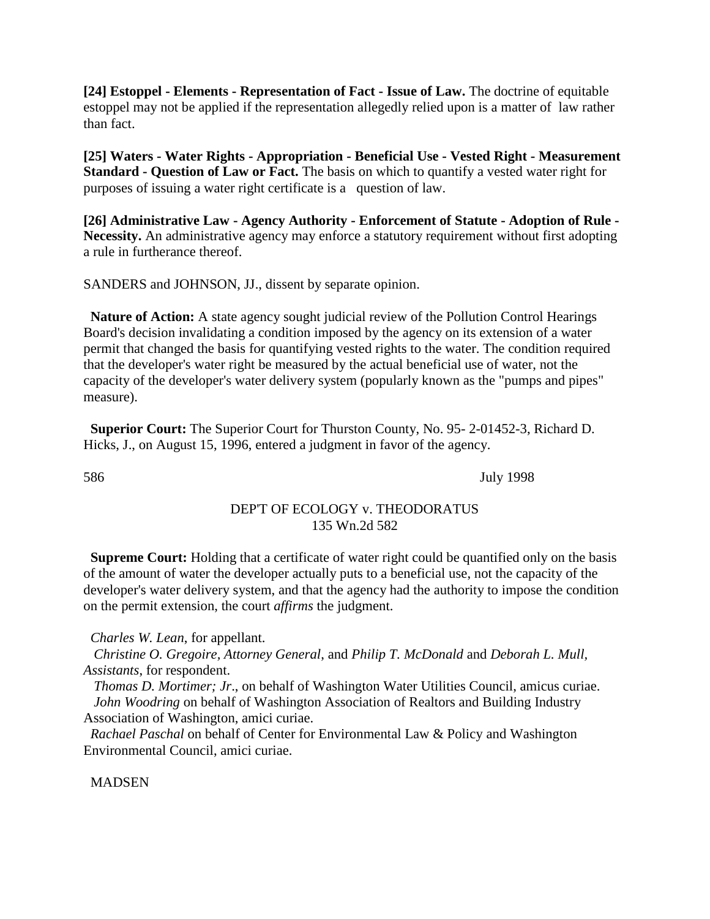**[24] Estoppel - Elements - Representation of Fact - Issue of Law.** The doctrine of equitable estoppel may not be applied if the representation allegedly relied upon is a matter of law rather than fact.

**[25] Waters - Water Rights - Appropriation - Beneficial Use - Vested Right - Measurement Standard - Question of Law or Fact.** The basis on which to quantify a vested water right for purposes of issuing a water right certificate is a question of law.

**[26] Administrative Law - Agency Authority - Enforcement of Statute - Adoption of Rule - Necessity.** An administrative agency may enforce a statutory requirement without first adopting a rule in furtherance thereof.

SANDERS and JOHNSON, JJ., dissent by separate opinion.

**Nature of Action:** A state agency sought judicial review of the Pollution Control Hearings Board's decision invalidating a condition imposed by the agency on its extension of a water permit that changed the basis for quantifying vested rights to the water. The condition required that the developer's water right be measured by the actual beneficial use of water, not the capacity of the developer's water delivery system (popularly known as the "pumps and pipes" measure).

**Superior Court:** The Superior Court for Thurston County, No. 95- 2-01452-3, Richard D. Hicks, J., on August 15, 1996, entered a judgment in favor of the agency.

**Supreme Court:** Holding that a certificate of water right could be quantified only on the basis of the amount of water the developer actually puts to a beneficial use, not the capacity of the developer's water delivery system, and that the agency had the authority to impose the condition on the permit extension, the court *affirms* the judgment.

*Charles W. Lean*, for appellant.

*Christine O. Gregoire, Attorney General*, and *Philip T. McDonald* and *Deborah L. Mull, Assistants*, for respondent.

*Thomas D. Mortimer; Jr*., on behalf of Washington Water Utilities Council, amicus curiae.

*John Woodring* on behalf of Washington Association of Realtors and Building Industry Association of Washington, amici curiae.

*Rachael Paschal* on behalf of Center for Environmental Law & Policy and Washington Environmental Council, amici curiae.

MADSEN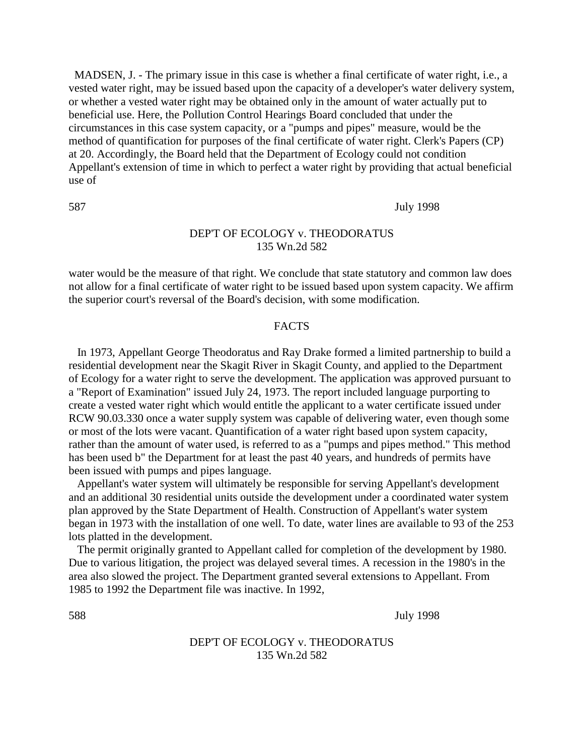MADSEN, J. - The primary issue in this case is whether a final certificate of water right, i.e., a vested water right, may be issued based upon the capacity of a developer's water delivery system, or whether a vested water right may be obtained only in the amount of water actually put to beneficial use. Here, the Pollution Control Hearings Board concluded that under the circumstances in this case system capacity, or a "pumps and pipes" measure, would be the method of quantification for purposes of the final certificate of water right. Clerk's Papers (CP) at 20. Accordingly, the Board held that the Department of Ecology could not condition Appellant's extension of time in which to perfect a water right by providing that actual beneficial use of water would be the measure of that right. We conclude that state statutory and common law does not allow for a final certificate of water right to be issued based upon system capacity. We affirm the superior court's reversal of the Board's decision, with some modification.

## FACTS

In 1973, Appellant George Theodoratus and Ray Drake formed a limited partnership to build a residential development near the Skagit River in Skagit County, and applied to the Department of Ecology for a water right to serve the development. The application was approved pursuant to a "Report of Examination" issued July 24, 1973. The report included language purporting to create a vested water right which would entitle the applicant to a water certificate issued under RCW 90.03.330 once a water supply system was capable of delivering water, even though some or most of the lots were vacant. Quantification of a water right based upon system capacity, rather than the amount of water used, is referred to as a "pumps and pipes method." This method has been used b" the Department for at least the past 40 years, and hundreds of permits have been issued with pumps and pipes language.

Appellant's water system will ultimately be responsible for serving Appellant's development and an additional 30 residential units outside the development under a coordinated water system plan approved by the State Department of Health. Construction of Appellant's water system began in 1973 with the installation of one well. To date, water lines are available to 93 of the 253 lots platted in the development.

The permit originally granted to Appellant called for completion of the development by 1980. Due to various litigation, the project was delayed several times. A recession in the 1980's in the area also slowed the project. The Department granted several extensions to Appellant. From 1985 to 1992 the Department file was inactive. In 1992,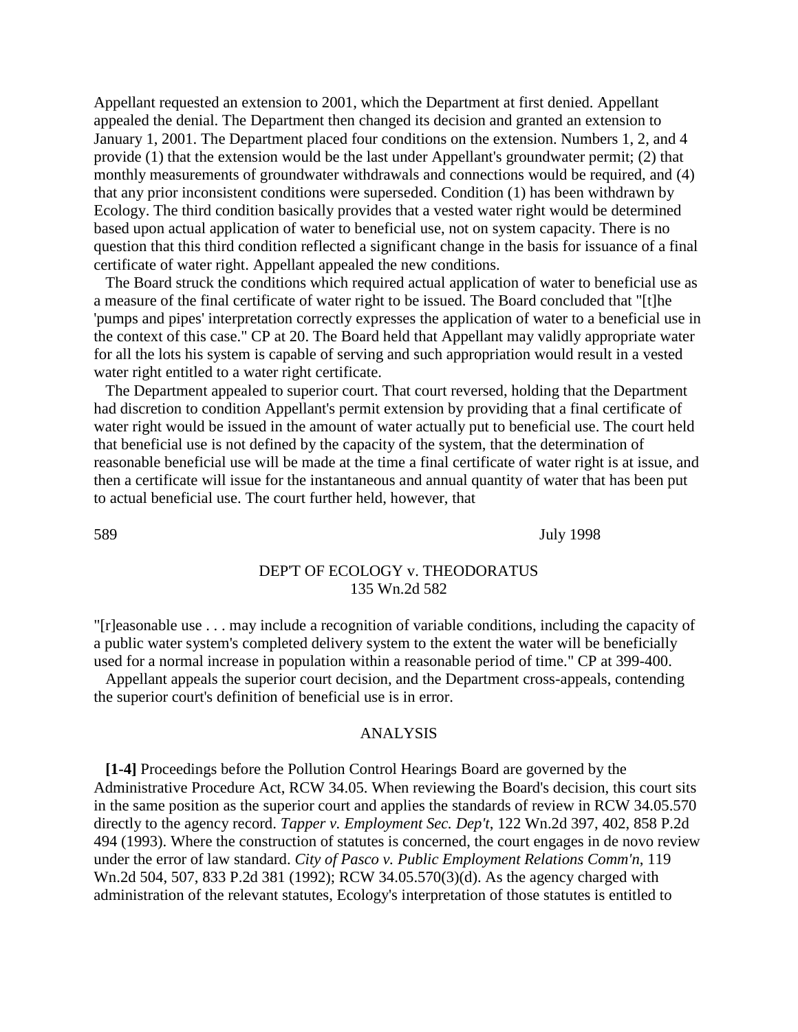Appellant requested an extension to 2001, which the Department at first denied. Appellant appealed the denial. The Department then changed its decision and granted an extension to January 1, 2001. The Department placed four conditions on the extension. Numbers 1, 2, and 4 provide (1) that the extension would be the last under Appellant's groundwater permit; (2) that monthly measurements of groundwater withdrawals and connections would be required, and (4) that any prior inconsistent conditions were superseded. Condition (1) has been withdrawn by Ecology. The third condition basically provides that a vested water right would be determined based upon actual application of water to beneficial use, not on system capacity. There is no question that this third condition reflected a significant change in the basis for issuance of a final certificate of water right. Appellant appealed the new conditions.

The Board struck the conditions which required actual application of water to beneficial use as a measure of the final certificate of water right to be issued. The Board concluded that "[t]he 'pumps and pipes' interpretation correctly expresses the application of water to a beneficial use in the context of this case." CP at 20. The Board held that Appellant may validly appropriate water for all the lots his system is capable of serving and such appropriation would result in a vested water right entitled to a water right certificate.

The Department appealed to superior court. That court reversed, holding that the Department had discretion to condition Appellant's permit extension by providing that a final certificate of water right would be issued in the amount of water actually put to beneficial use. The court held that beneficial use is not defined by the capacity of the system, that the determination of reasonable beneficial use will be made at the time a final certificate of water right is at issue, and then a certificate will issue for the instantaneous and annual quantity of water that has been put to actual beneficial use. The court further held, however, that "[r]easonable use . . . may include a recognition of variable conditions, including the capacity of a public water system's completed delivery system to the extent the water will be beneficially used for a normal increase in population within a reasonable period of time." CP at 399-400.

Appellant appeals the superior court decision, and the Department cross-appeals, contending the superior court's definition of beneficial use is in error.

## ANALYSIS

**[1-4]** Proceedings before the Pollution Control Hearings Board are governed by the Administrative Procedure Act, RCW 34.05. When reviewing the Board's decision, this court sits in the same position as the superior court and applies the standards of review in RCW 34.05.570 directly to the agency record. *Tapper v. Employment Sec. Dep't*, 122 Wn.2d 397, 402, 858 P.2d 494 (1993). Where the construction of statutes is concerned, the court engages in de novo review under the error of law standard. *City of Pasco v. Public Employment Relations Comm'n*, 119 Wn.2d 504, 507, 833 P.2d 381 (1992); RCW 34.05.570(3)(d). As the agency charged with administration of the relevant statutes, Ecology's interpretation of those statutes is entitled to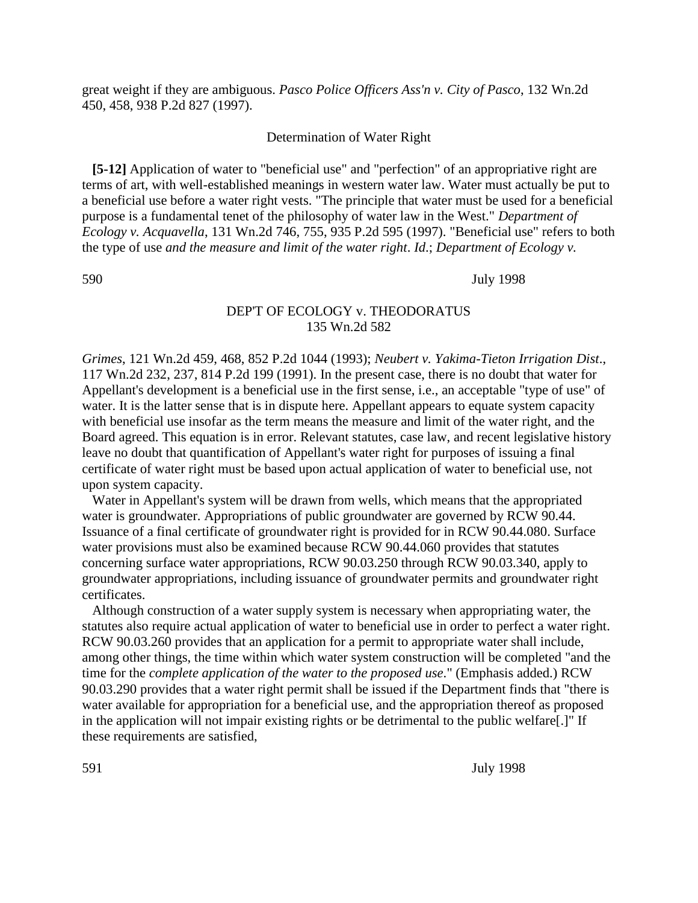great weight if they are ambiguous. *Pasco Police Officers Ass'n v. City of Pasco*, 132 Wn.2d 450, 458, 938 P.2d 827 (1997).

Determination of Water Right

**[5-12]** Application of water to "beneficial use" and "perfection" of an appropriative right are terms of art, with well-established meanings in western water law. Water must actually be put to a beneficial use before a water right vests. "The principle that water must be used for a beneficial purpose is a fundamental tenet of the philosophy of water law in the West." *Department of Ecology v. Acquavella*, 131 Wn.2d 746, 755, 935 P.2d 595 (1997). "Beneficial use" refers to both the type of use *and the measure and limit of the water right*. *Id*.; *Department of Ecology v. Grimes*, 121 Wn.2d 459, 468, 852 P.2d 1044 (1993); *Neubert v. Yakima-Tieton Irrigation Dist*., 117 Wn.2d 232, 237, 814 P.2d 199 (1991). In the present case, there is no doubt that water for Appellant's development is a beneficial use in the first sense, i.e., an acceptable "type of use" of water. It is the latter sense that is in dispute here. Appellant appears to equate system capacity with beneficial use insofar as the term means the measure and limit of the water right, and the Board agreed. This equation is in error. Relevant statutes, case law, and recent legislative history leave no doubt that quantification of Appellant's water right for purposes of issuing a final certificate of water right must be based upon actual application of water to beneficial use, not upon system capacity.

Water in Appellant's system will be drawn from wells, which means that the appropriated water is groundwater. Appropriations of public groundwater are governed by RCW 90.44. Issuance of a final certificate of groundwater right is provided for in RCW 90.44.080. Surface water provisions must also be examined because RCW 90.44.060 provides that statutes concerning surface water appropriations, RCW 90.03.250 through RCW 90.03.340, apply to groundwater appropriations, including issuance of groundwater permits and groundwater right certificates.

Although construction of a water supply system is necessary when appropriating water, the statutes also require actual application of water to beneficial use in order to perfect a water right. RCW 90.03.260 provides that an application for a permit to appropriate water shall include, among other things, the time within which water system construction will be completed "and the time for the *complete application of the water to the proposed use*." (Emphasis added.) RCW 90.03.290 provides that a water right permit shall be issued if the Department finds that "there is water available for appropriation for a beneficial use, and the appropriation thereof as proposed in the application will not impair existing rights or be detrimental to the public welfare[.]" If these requirements are satisfied,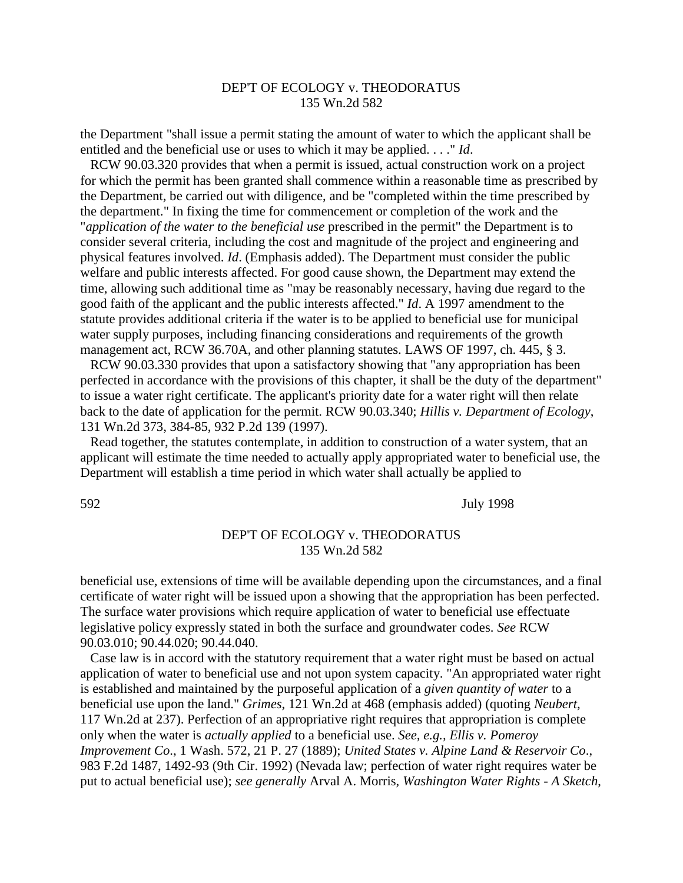the Department "shall issue a permit stating the amount of water to which the applicant shall be entitled and the beneficial use or uses to which it may be applied. . . ." *Id*.

RCW 90.03.320 provides that when a permit is issued, actual construction work on a project for which the permit has been granted shall commence within a reasonable time as prescribed by the Department, be carried out with diligence, and be "completed within the time prescribed by the department." In fixing the time for commencement or completion of the work and the "*application of the water to the beneficial use* prescribed in the permit" the Department is to consider several criteria, including the cost and magnitude of the project and engineering and physical features involved. *Id*. (Emphasis added). The Department must consider the public welfare and public interests affected. For good cause shown, the Department may extend the time, allowing such additional time as "may be reasonably necessary, having due regard to the good faith of the applicant and the public interests affected." *Id*. A 1997 amendment to the statute provides additional criteria if the water is to be applied to beneficial use for municipal water supply purposes, including financing considerations and requirements of the growth management act, RCW 36.70A, and other planning statutes. LAWS OF 1997, ch. 445, § 3.

RCW 90.03.330 provides that upon a satisfactory showing that "any appropriation has been perfected in accordance with the provisions of this chapter, it shall be the duty of the department" to issue a water right certificate. The applicant's priority date for a water right will then relate back to the date of application for the permit. RCW 90.03.340; *Hillis v. Department of Ecology*, 131 Wn.2d 373, 384-85, 932 P.2d 139 (1997).

Read together, the statutes contemplate, in addition to construction of a water system, that an applicant will estimate the time needed to actually apply appropriated water to beneficial use, the Department will establish a time period in which water shall actually be applied to beneficial use, extensions of time will be available depending upon the circumstances, and a final certificate of water right will be issued upon a showing that the appropriation has been perfected. The surface water provisions which require application of water to beneficial use effectuate legislative policy expressly stated in both the surface and groundwater codes. *See* RCW 90.03.010; 90.44.020; 90.44.040.

Case law is in accord with the statutory requirement that a water right must be based on actual application of water to beneficial use and not upon system capacity. "An appropriated water right is established and maintained by the purposeful application of a *given quantity of water* to a beneficial use upon the land." *Grimes*, 121 Wn.2d at 468 (emphasis added) (quoting *Neubert*, 117 Wn.2d at 237). Perfection of an appropriative right requires that appropriation is complete only when the water is *actually applied* to a beneficial use. *See, e.g., Ellis v. Pomeroy Improvement Co*., 1 Wash. 572, 21 P. 27 (1889); *United States v. Alpine Land & Reservoir Co*., 983 F.2d 1487, 1492-93 (9th Cir. 1992) (Nevada law; perfection of water right requires water be put to actual beneficial use); *see generally* Arval A. Morris, *Washington Water Rights - A Sketch*,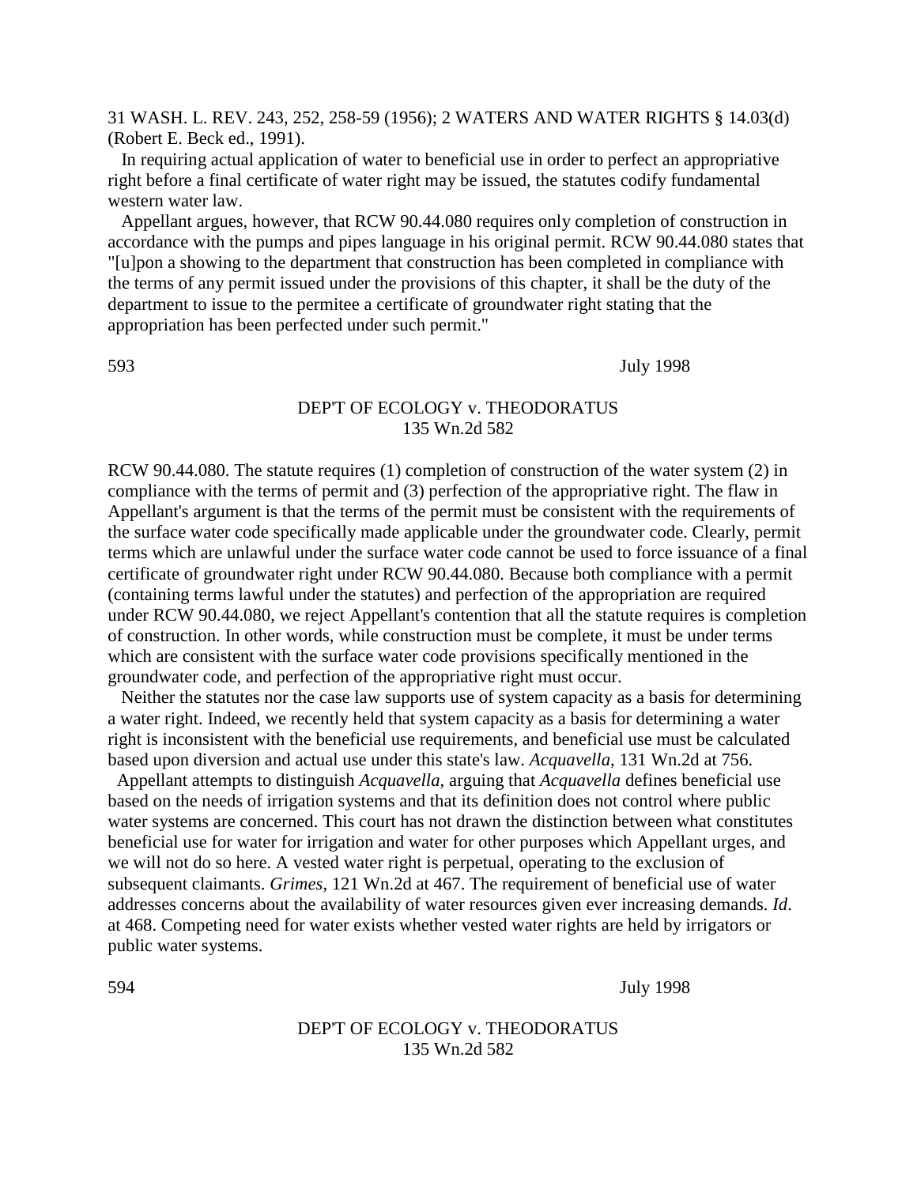31 WASH. L. REV. 243, 252, 258-59 (1956); 2 WATERS AND WATER RIGHTS § 14.03(d) (Robert E. Beck ed., 1991).

In requiring actual application of water to beneficial use in order to perfect an appropriative right before a final certificate of water right may be issued, the statutes codify fundamental western water law.

Appellant argues, however, that RCW 90.44.080 requires only completion of construction in accordance with the pumps and pipes language in his original permit. RCW 90.44.080 states that "[u]pon a showing to the department that construction has been completed in compliance with the terms of any permit issued under the provisions of this chapter, it shall be the duty of the department to issue to the permitee a certificate of groundwater right stating that the appropriation has been perfected under such permit."

RCW 90.44.080. The statute requires (1) completion of construction of the water system (2) in compliance with the terms of permit and (3) perfection of the appropriative right. The flaw in Appellant's argument is that the terms of the permit must be consistent with the requirements of the surface water code specifically made applicable under the groundwater code. Clearly, permit terms which are unlawful under the surface water code cannot be used to force issuance of a final certificate of groundwater right under RCW 90.44.080. Because both compliance with a permit (containing terms lawful under the statutes) and perfection of the appropriation are required under RCW 90.44.080, we reject Appellant's contention that all the statute requires is completion of construction. In other words, while construction must be complete, it must be under terms which are consistent with the surface water code provisions specifically mentioned in the groundwater code, and perfection of the appropriative right must occur.

Neither the statutes nor the case law supports use of system capacity as a basis for determining a water right. Indeed, we recently held that system capacity as a basis for determining a water right is inconsistent with the beneficial use requirements, and beneficial use must be calculated based upon diversion and actual use under this state's law. *Acquavella*, 131 Wn.2d at 756.

Appellant attempts to distinguish *Acquavella*, arguing that *Acquavella* defines beneficial use based on the needs of irrigation systems and that its definition does not control where public water systems are concerned. This court has not drawn the distinction between what constitutes beneficial use for water for irrigation and water for other purposes which Appellant urges, and we will not do so here. A vested water right is perpetual, operating to the exclusion of subsequent claimants. *Grimes*, 121 Wn.2d at 467. The requirement of beneficial use of water addresses concerns about the availability of water resources given ever increasing demands. *Id*. at 468. Competing need for water exists whether vested water rights are held by irrigators or public water systems.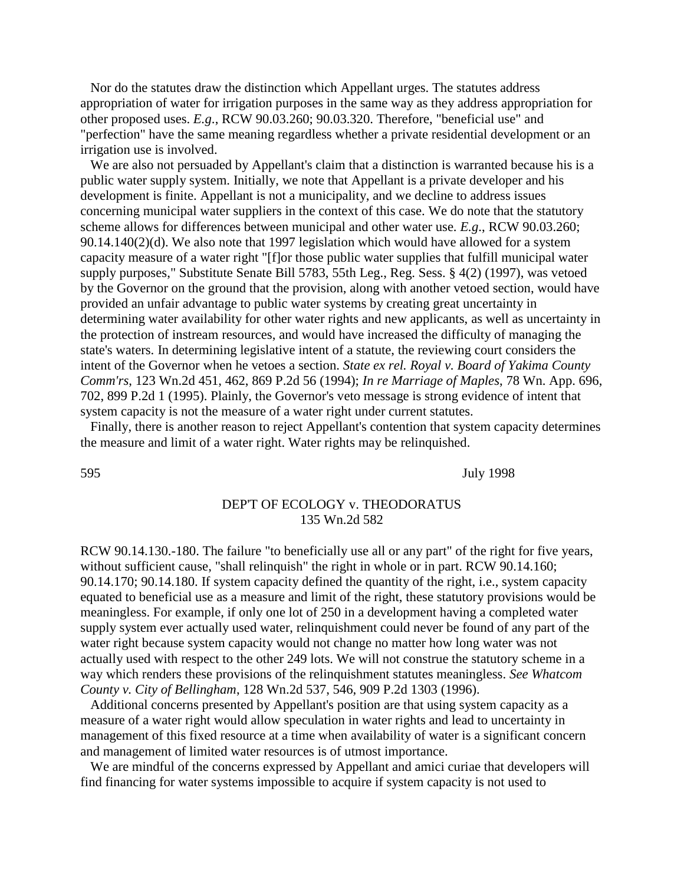Nor do the statutes draw the distinction which Appellant urges. The statutes address appropriation of water for irrigation purposes in the same way as they address appropriation for other proposed uses. *E.g*., RCW 90.03.260; 90.03.320. Therefore, "beneficial use" and "perfection" have the same meaning regardless whether a private residential development or an irrigation use is involved.

We are also not persuaded by Appellant's claim that a distinction is warranted because his is a public water supply system. Initially, we note that Appellant is a private developer and his development is finite. Appellant is not a municipality, and we decline to address issues concerning municipal water suppliers in the context of this case. We do note that the statutory scheme allows for differences between municipal and other water use. *E.g*., RCW 90.03.260; 90.14.140(2)(d). We also note that 1997 legislation which would have allowed for a system capacity measure of a water right "[f]or those public water supplies that fulfill municipal water supply purposes," Substitute Senate Bill 5783, 55th Leg., Reg. Sess. § 4(2) (1997), was vetoed by the Governor on the ground that the provision, along with another vetoed section, would have provided an unfair advantage to public water systems by creating great uncertainty in determining water availability for other water rights and new applicants, as well as uncertainty in the protection of instream resources, and would have increased the difficulty of managing the state's waters. In determining legislative intent of a statute, the reviewing court considers the intent of the Governor when he vetoes a section. *State ex rel. Royal v. Board of Yakima County Comm'rs*, 123 Wn.2d 451, 462, 869 P.2d 56 (1994); *In re Marriage of Maples*, 78 Wn. App. 696, 702, 899 P.2d 1 (1995). Plainly, the Governor's veto message is strong evidence of intent that system capacity is not the measure of a water right under current statutes.

Finally, there is another reason to reject Appellant's contention that system capacity determines the measure and limit of a water right. Water rights may be relinquished. RCW 90.14.130.-180. The failure "to beneficially use all or any part" of the right for five years, without sufficient cause, "shall relinquish" the right in whole or in part. RCW 90.14.160; 90.14.170; 90.14.180. If system capacity defined the quantity of the right, i.e., system capacity equated to beneficial use as a measure and limit of the right, these statutory provisions would be meaningless. For example, if only one lot of 250 in a development having a completed water supply system ever actually used water, relinquishment could never be found of any part of the water right because system capacity would not change no matter how long water was not actually used with respect to the other 249 lots. We will not construe the statutory scheme in a way which renders these provisions of the relinquishment statutes meaningless. *See Whatcom County v. City of Bellingham*, 128 Wn.2d 537, 546, 909 P.2d 1303 (1996).

Additional concerns presented by Appellant's position are that using system capacity as a measure of a water right would allow speculation in water rights and lead to uncertainty in management of this fixed resource at a time when availability of water is a significant concern and management of limited water resources is of utmost importance.

We are mindful of the concerns expressed by Appellant and amici curiae that developers will find financing for water systems impossible to acquire if system capacity is not used to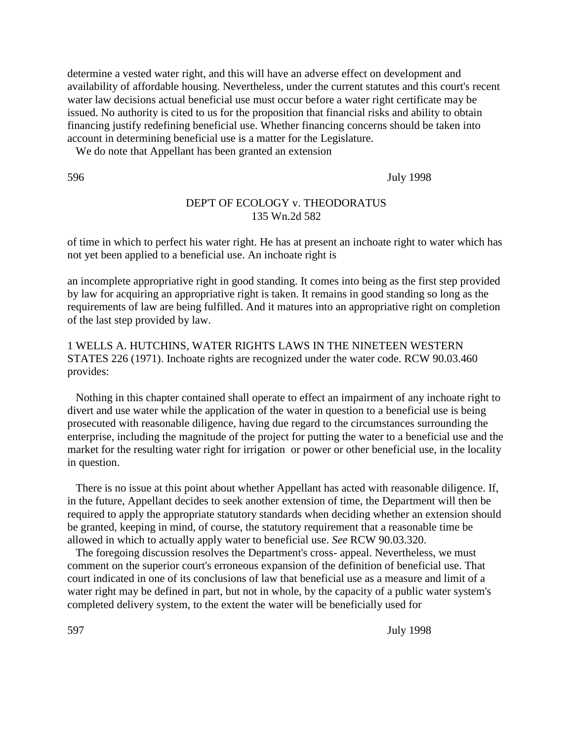determine a vested water right, and this will have an adverse effect on development and availability of affordable housing. Nevertheless, under the current statutes and this court's recent water law decisions actual beneficial use must occur before a water right certificate may be issued. No authority is cited to us for the proposition that financial risks and ability to obtain financing justify redefining beneficial use. Whether financing concerns should be taken into account in determining beneficial use is a matter for the Legislature.

We do note that Appellant has been granted an extension of time in which to perfect his water right. He has at present an inchoate right to water which has not yet been applied to a beneficial use. An inchoate right is

> an incomplete appropriative right in good standing. It comes into being as the first step provided by law for acquiring an appropriative right is taken. It remains in good standing so long as the requirements of law are being fulfilled. And it matures into an appropriative right on completion of the last step provided by law.

1 WELLS A. HUTCHINS, WATER RIGHTS LAWS IN THE NINETEEN WESTERN STATES 226 (1971). Inchoate rights are recognized under the water code. RCW 90.03.460 provides:

> Nothing in this chapter contained shall operate to effect an impairment of any inchoate right to divert and use water while the application of the water in question to a beneficial use is being prosecuted with reasonable diligence, having due regard to the circumstances surrounding the enterprise, including the magnitude of the project for putting the water to a beneficial use and the market for the resulting water right for irrigation or power or other beneficial use, in the locality in question.

There is no issue at this point about whether Appellant has acted with reasonable diligence. If, in the future, Appellant decides to seek another extension of time, the Department will then be required to apply the appropriate statutory standards when deciding whether an extension should be granted, keeping in mind, of course, the statutory requirement that a reasonable time be allowed in which to actually apply water to beneficial use. *See* RCW 90.03.320.

The foregoing discussion resolves the Department's cross- appeal. Nevertheless, we must comment on the superior court's erroneous expansion of the definition of beneficial use. That court indicated in one of its conclusions of law that beneficial use as a measure and limit of a water right may be defined in part, but not in whole, by the capacity of a public water system's completed delivery system, to the extent the water will be beneficially used for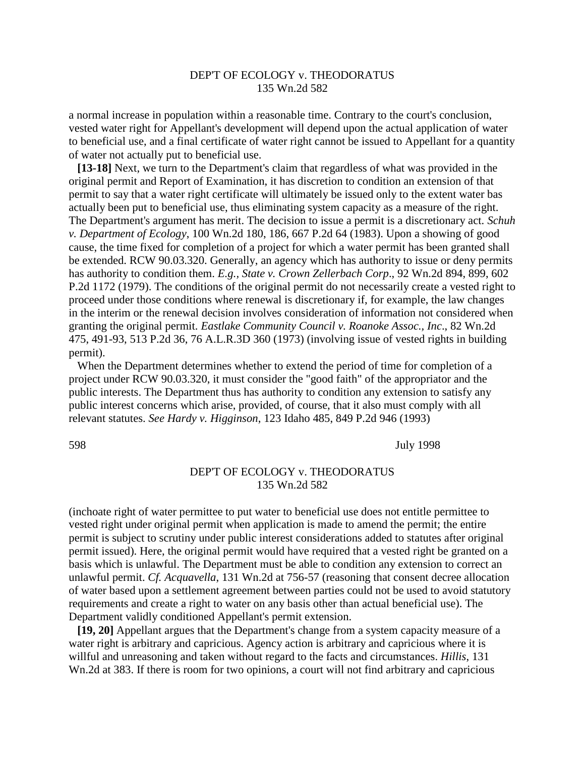a normal increase in population within a reasonable time. Contrary to the court's conclusion, vested water right for Appellant's development will depend upon the actual application of water to beneficial use, and a final certificate of water right cannot be issued to Appellant for a quantity of water not actually put to beneficial use.

**[13-18]** Next, we turn to the Department's claim that regardless of what was provided in the original permit and Report of Examination, it has discretion to condition an extension of that permit to say that a water right certificate will ultimately be issued only to the extent water bas actually been put to beneficial use, thus eliminating system capacity as a measure of the right. The Department's argument has merit. The decision to issue a permit is a discretionary act. *Schuh v. Department of Ecology*, 100 Wn.2d 180, 186, 667 P.2d 64 (1983). Upon a showing of good cause, the time fixed for completion of a project for which a water permit has been granted shall be extended. RCW 90.03.320. Generally, an agency which has authority to issue or deny permits has authority to condition them. *E.g., State v. Crown Zellerbach Corp*., 92 Wn.2d 894, 899, 602 P.2d 1172 (1979). The conditions of the original permit do not necessarily create a vested right to proceed under those conditions where renewal is discretionary if, for example, the law changes in the interim or the renewal decision involves consideration of information not considered when granting the original permit. *Eastlake Community Council v. Roanoke Assoc., Inc*., 82 Wn.2d 475, 491-93, 513 P.2d 36, 76 A.L.R.3D 360 (1973) (involving issue of vested rights in building permit).

When the Department determines whether to extend the period of time for completion of a project under RCW 90.03.320, it must consider the "good faith" of the appropriator and the public interests. The Department thus has authority to condition any extension to satisfy any public interest concerns which arise, provided, of course, that it also must comply with all relevant statutes. *See Hardy v. Higginson*, 123 Idaho 485, 849 P.2d 946 (1993) (inchoate right of water permittee to put water to beneficial use does not entitle permittee to vested right under original permit when application is made to amend the permit; the entire permit is subject to scrutiny under public interest considerations added to statutes after original permit issued). Here, the original permit would have required that a vested right be granted on a basis which is unlawful. The Department must be able to condition any extension to correct an unlawful permit. *Cf. Acquavella*, 131 Wn.2d at 756-57 (reasoning that consent decree allocation of water based upon a settlement agreement between parties could not be used to avoid statutory requirements and create a right to water on any basis other than actual beneficial use). The Department validly conditioned Appellant's permit extension.

**[19, 20]** Appellant argues that the Department's change from a system capacity measure of a water right is arbitrary and capricious. Agency action is arbitrary and capricious where it is willful and unreasoning and taken without regard to the facts and circumstances. *Hillis*, 131 Wn.2d at 383. If there is room for two opinions, a court will not find arbitrary and capricious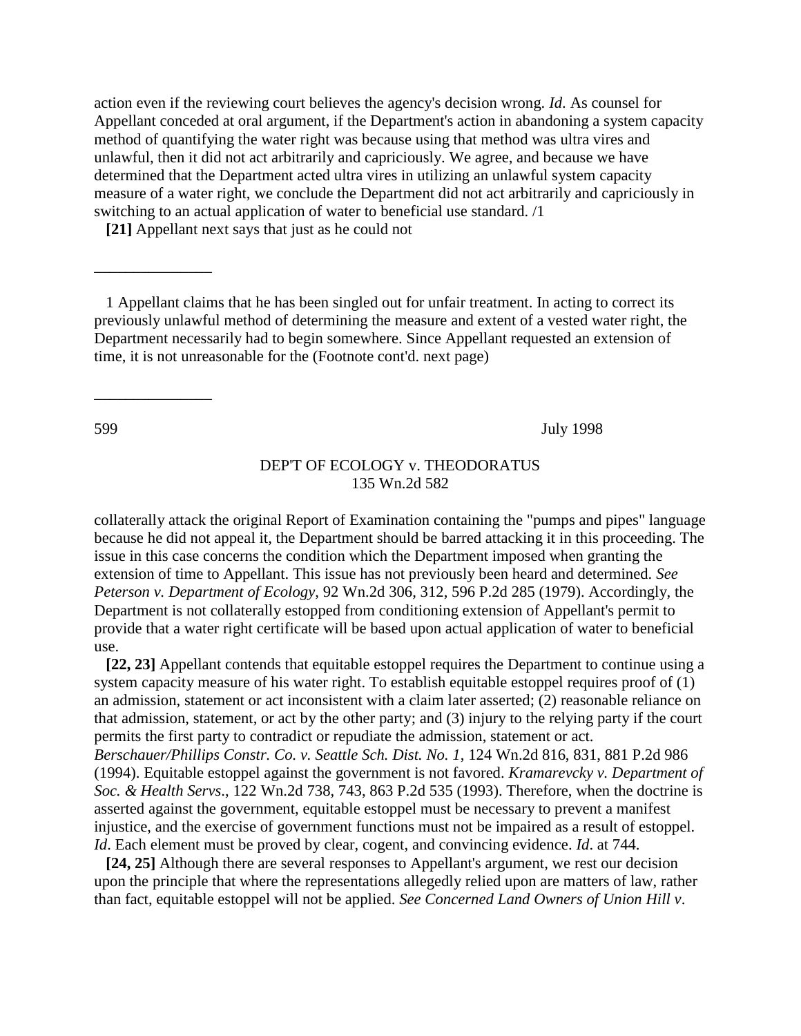action even if the reviewing court believes the agency's decision wrong. *Id.* As counsel for Appellant conceded at oral argument, if the Department's action in abandoning a system capacity method of quantifying the water right was because using that method was ultra vires and unlawful, then it did not act arbitrarily and capriciously. We agree, and because we have determined that the Department acted ultra vires in utilizing an unlawful system capacity measure of a water right, we conclude the Department did not act arbitrarily and capriciously in switching to an actual application of water to beneficial use standard. /1

**[21]** Appellant next says that just as he could not collaterally attack the original Report of Examination containing the "pumps and pipes" language because he did not appeal it, the Department should be barred attacking it in this proceeding. The issue in this case concerns the condition which the Department imposed when granting the extension of time to Appellant. This issue has not previously been heard and determined. *See Peterson v. Department of Ecology*, 92 Wn.2d 306, 312, 596 P.2d 285 (1979). Accordingly, the Department is not collaterally estopped from conditioning extension of Appellant's permit to provide that a water right certificate will be based upon actual application of water to beneficial use.

**[22, 23]** Appellant contends that equitable estoppel requires the Department to continue using a system capacity measure of his water right. To establish equitable estoppel requires proof of (1) an admission, statement or act inconsistent with a claim later asserted; (2) reasonable reliance on that admission, statement, or act by the other party; and (3) injury to the relying party if the court permits the first party to contradict or repudiate the admission, statement or act. *Berschauer/Phillips Constr. Co. v. Seattle Sch. Dist. No. 1*, 124 Wn.2d 816, 831, 881 P.2d 986 (1994). Equitable estoppel against the government is not favored. *Kramarevcky v. Department of Soc. & Health Servs*., 122 Wn.2d 738, 743, 863 P.2d 535 (1993). Therefore, when the doctrine is asserted against the government, equitable estoppel must be necessary to prevent a manifest injustice, and the exercise of government functions must not be impaired as a result of estoppel. *Id*. Each element must be proved by clear, cogent, and convincing evidence. *Id*. at 744.

**[24, 25]** Although there are several responses to Appellant's argument, we rest our decision upon the principle that where the representations allegedly relied upon are matters of law, rather than fact, equitable estoppel will not be applied. *See Concerned Land Owners of Union Hill v*.

---

1 Appellant claims that he has been singled out for unfair treatment. In acting to correct its previously unlawful method of determining the measure and extent of a vested water right, the Department necessarily had to begin somewhere. Since Appellant requested an extension of time, it is not unreasonable for the (Footnote cont'd. next page)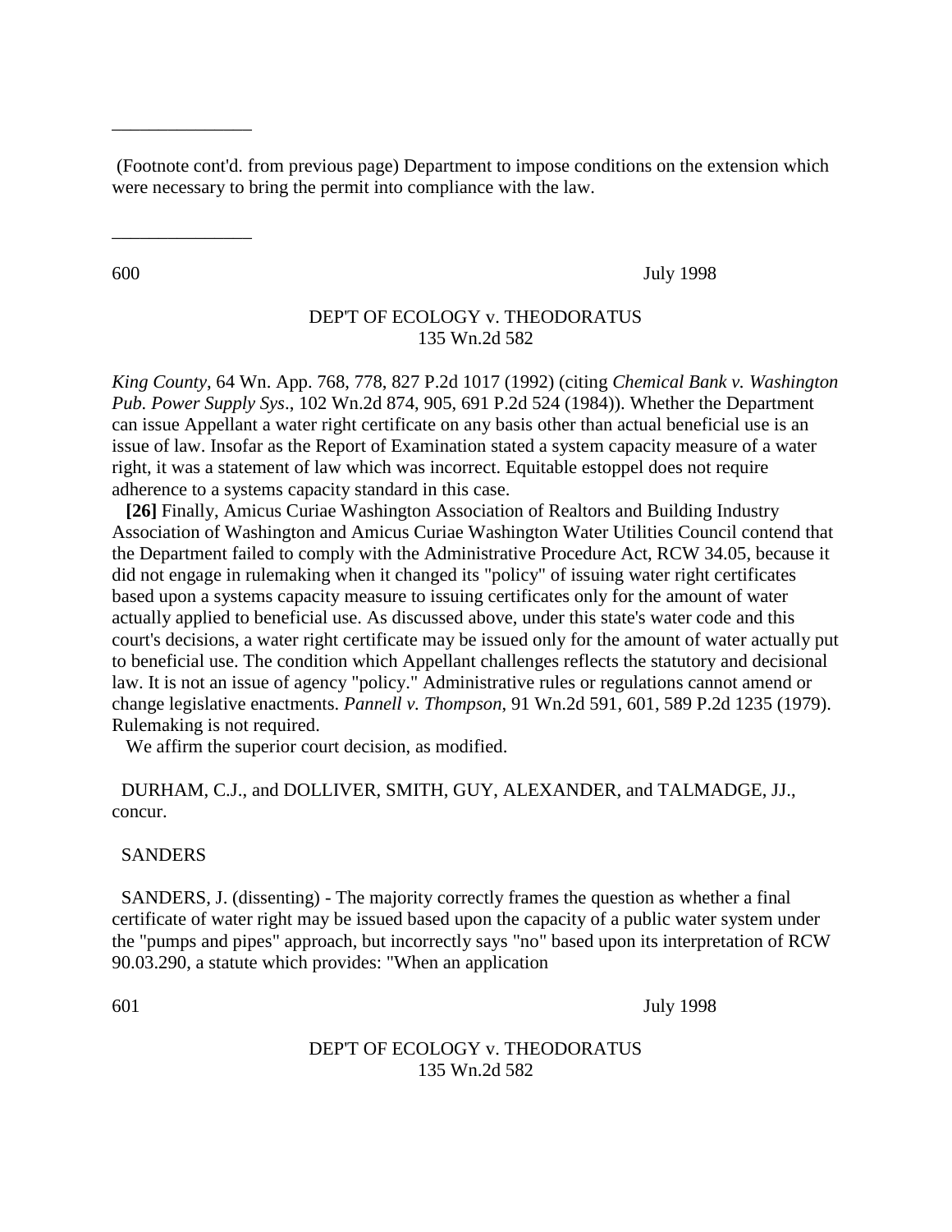(Footnote cont'd. from previous page) Department to impose conditions on the extension which were necessary to bring the permit into compliance with the law.

---

*King County*, 64 Wn. App. 768, 778, 827 P.2d 1017 (1992) (citing *Chemical Bank v. Washington Pub. Power Supply Sys*., 102 Wn.2d 874, 905, 691 P.2d 524 (1984)). Whether the Department can issue Appellant a water right certificate on any basis other than actual beneficial use is an issue of law. Insofar as the Report of Examination stated a system capacity measure of a water right, it was a statement of law which was incorrect. Equitable estoppel does not require adherence to a systems capacity standard in this case.

**[26]** Finally, Amicus Curiae Washington Association of Realtors and Building Industry Association of Washington and Amicus Curiae Washington Water Utilities Council contend that the Department failed to comply with the Administrative Procedure Act, RCW 34.05, because it did not engage in rulemaking when it changed its "policy" of issuing water right certificates based upon a systems capacity measure to issuing certificates only for the amount of water actually applied to beneficial use. As discussed above, under this state's water code and this court's decisions, a water right certificate may be issued only for the amount of water actually put to beneficial use. The condition which Appellant challenges reflects the statutory and decisional law. It is not an issue of agency "policy." Administrative rules or regulations cannot amend or change legislative enactments. *Pannell v. Thompson*, 91 Wn.2d 591, 601, 589 P.2d 1235 (1979). Rulemaking is not required.

We affirm the superior court decision, as modified.

DURHAM, C.J., and DOLLIVER, SMITH, GUY, ALEXANDER, and TALMADGE, JJ., concur.

SANDERS

SANDERS, J. (dissenting) - The majority correctly frames the question as whether a final certificate of water right may be issued based upon the capacity of a public water system under the "pumps and pipes" approach, but incorrectly says "no" based upon its interpretation of RCW 90.03.290, a statute which provides: "When an application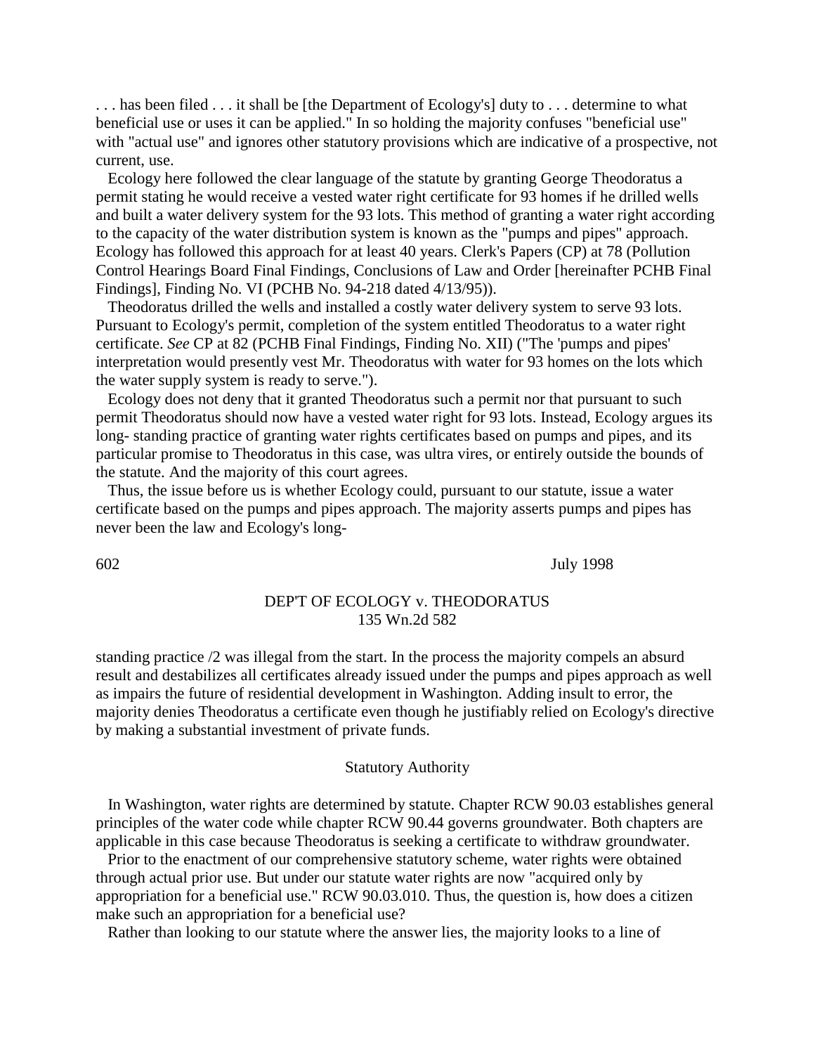. . . has been filed . . . it shall be [the Department of Ecology's] duty to . . . determine to what beneficial use or uses it can be applied." In so holding the majority confuses "beneficial use" with "actual use" and ignores other statutory provisions which are indicative of a prospective, not current, use.

Ecology here followed the clear language of the statute by granting George Theodoratus a permit stating he would receive a vested water right certificate for 93 homes if he drilled wells and built a water delivery system for the 93 lots. This method of granting a water right according to the capacity of the water distribution system is known as the "pumps and pipes" approach. Ecology has followed this approach for at least 40 years. Clerk's Papers (CP) at 78 (Pollution Control Hearings Board Final Findings, Conclusions of Law and Order [hereinafter PCHB Final Findings], Finding No. VI (PCHB No. 94-218 dated 4/13/95)).

Theodoratus drilled the wells and installed a costly water delivery system to serve 93 lots. Pursuant to Ecology's permit, completion of the system entitled Theodoratus to a water right certificate. *See* CP at 82 (PCHB Final Findings, Finding No. XII) ("The 'pumps and pipes' interpretation would presently vest Mr. Theodoratus with water for 93 homes on the lots which the water supply system is ready to serve.").

Ecology does not deny that it granted Theodoratus such a permit nor that pursuant to such permit Theodoratus should now have a vested water right for 93 lots. Instead, Ecology argues its long- standing practice of granting water rights certificates based on pumps and pipes, and its particular promise to Theodoratus in this case, was ultra vires, or entirely outside the bounds of the statute. And the majority of this court agrees.

Thus, the issue before us is whether Ecology could, pursuant to our statute, issue a water certificate based on the pumps and pipes approach. The majority asserts pumps and pipes has never been the law and Ecology's long-standing practice /2 was illegal from the start. In the process the majority compels an absurd result and destabilizes all certificates already issued under the pumps and pipes approach as well as impairs the future of residential development in Washington. Adding insult to error, the majority denies Theodoratus a certificate even though he justifiably relied on Ecology's directive by making a substantial investment of private funds.

## Statutory Authority

In Washington, water rights are determined by statute. Chapter RCW 90.03 establishes general principles of the water code while chapter RCW 90.44 governs groundwater. Both chapters are applicable in this case because Theodoratus is seeking a certificate to withdraw groundwater.

Prior to the enactment of our comprehensive statutory scheme, water rights were obtained through actual prior use. But under our statute water rights are now "acquired only by appropriation for a beneficial use." RCW 90.03.010. Thus, the question is, how does a citizen make such an appropriation for a beneficial use?

Rather than looking to our statute where the answer lies, the majority looks to a line of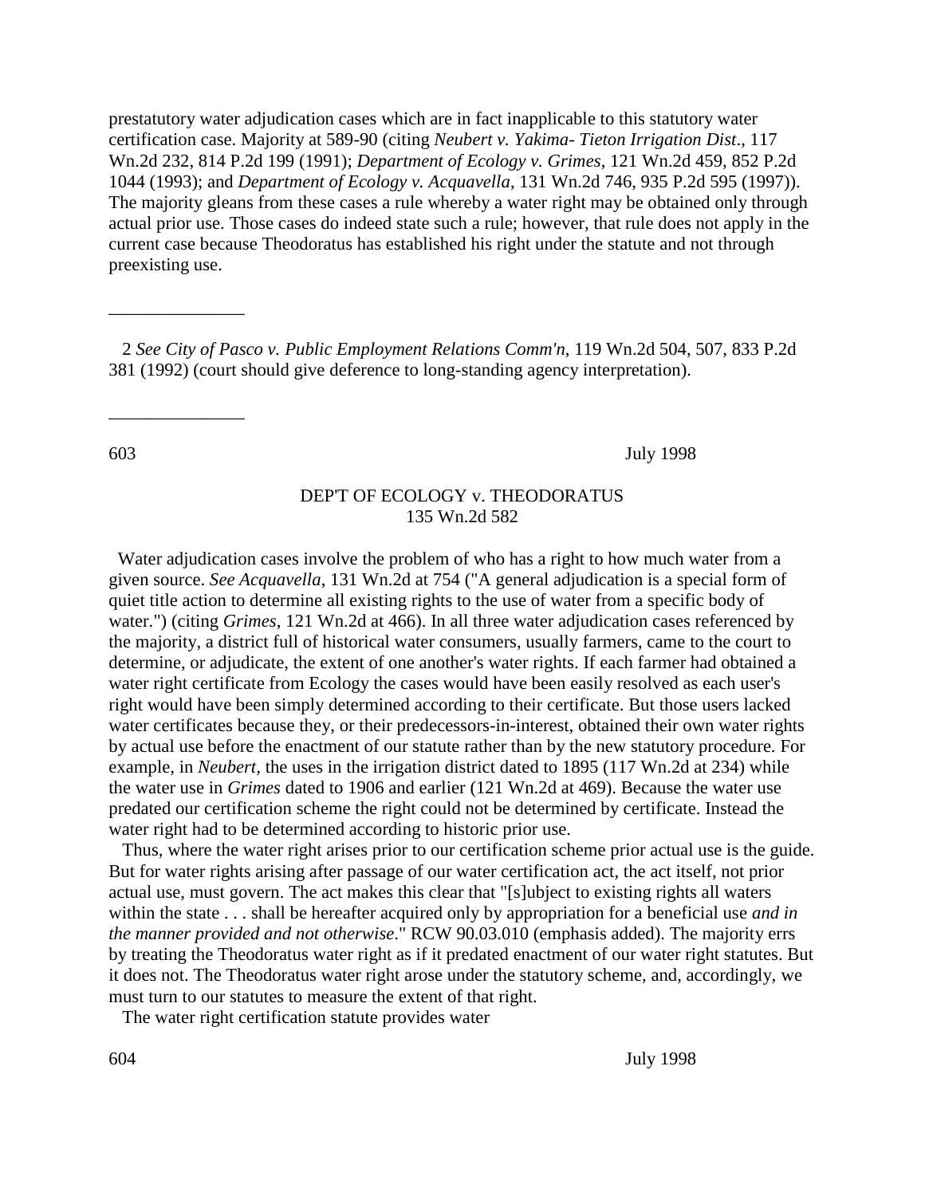prestatutory water adjudication cases which are in fact inapplicable to this statutory water certification case. Majority at 589-90 (citing *Neubert v. Yakima- Tieton Irrigation Dist*., 117 Wn.2d 232, 814 P.2d 199 (1991); *Department of Ecology v. Grimes*, 121 Wn.2d 459, 852 P.2d 1044 (1993); and *Department of Ecology v. Acquavella*, 131 Wn.2d 746, 935 P.2d 595 (1997)). The majority gleans from these cases a rule whereby a water right may be obtained only through actual prior use. Those cases do indeed state such a rule; however, that rule does not apply in the current case because Theodoratus has established his right under the statute and not through preexisting use.

---

2 *See City of Pasco v. Public Employment Relations Comm'n*, 119 Wn.2d 504, 507, 833 P.2d 381 (1992) (court should give deference to long-standing agency interpretation).

---

Water adjudication cases involve the problem of who has a right to how much water from a given source. *See Acquavella*, 131 Wn.2d at 754 ("A general adjudication is a special form of quiet title action to determine all existing rights to the use of water from a specific body of water.") (citing *Grimes*, 121 Wn.2d at 466). In all three water adjudication cases referenced by the majority, a district full of historical water consumers, usually farmers, came to the court to determine, or adjudicate, the extent of one another's water rights. If each farmer had obtained a water right certificate from Ecology the cases would have been easily resolved as each user's right would have been simply determined according to their certificate. But those users lacked water certificates because they, or their predecessors-in-interest, obtained their own water rights by actual use before the enactment of our statute rather than by the new statutory procedure. For example, in *Neubert*, the uses in the irrigation district dated to 1895 (117 Wn.2d at 234) while the water use in *Grimes* dated to 1906 and earlier (121 Wn.2d at 469). Because the water use predated our certification scheme the right could not be determined by certificate. Instead the water right had to be determined according to historic prior use.

Thus, where the water right arises prior to our certification scheme prior actual use is the guide. But for water rights arising after passage of our water certification act, the act itself, not prior actual use, must govern. The act makes this clear that "[s]ubject to existing rights all waters within the state . . . shall be hereafter acquired only by appropriation for a beneficial use *and in the manner provided and not otherwise*." RCW 90.03.010 (emphasis added). The majority errs by treating the Theodoratus water right as if it predated enactment of our water right statutes. But it does not. The Theodoratus water right arose under the statutory scheme, and, accordingly, we must turn to our statutes to measure the extent of that right.

The water right certification statute provides water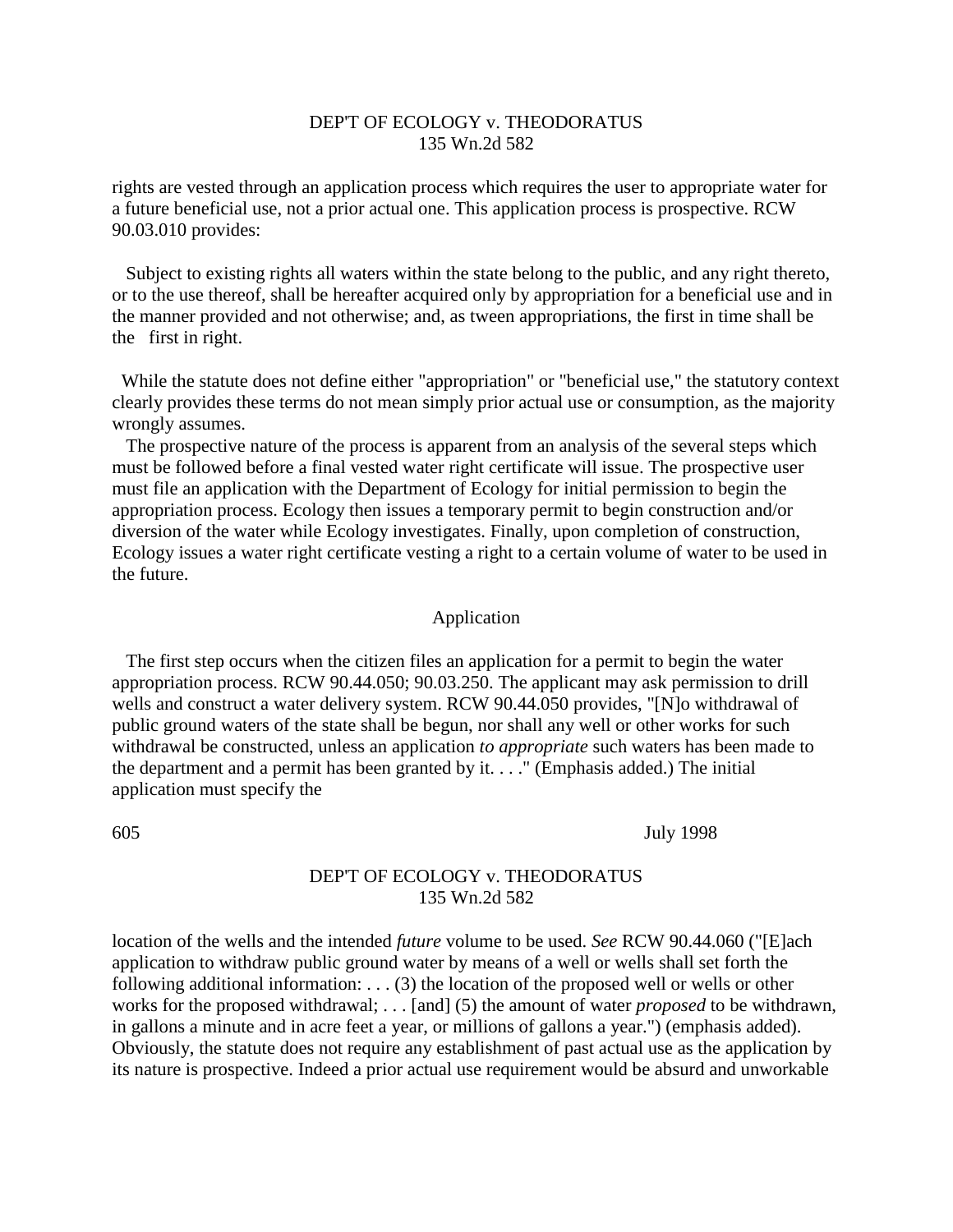rights are vested through an application process which requires the user to appropriate water for a future beneficial use, not a prior actual one. This application process is prospective. RCW 90.03.010 provides:

> Subject to existing rights all waters within the state belong to the public, and any right thereto, or to the use thereof, shall be hereafter acquired only by appropriation for a beneficial use and in the manner provided and not otherwise; and, as tween appropriations, the first in time shall be the first in right.

While the statute does not define either "appropriation" or "beneficial use," the statutory context clearly provides these terms do not mean simply prior actual use or consumption, as the majority wrongly assumes.

The prospective nature of the process is apparent from an analysis of the several steps which must be followed before a final vested water right certificate will issue. The prospective user must file an application with the Department of Ecology for initial permission to begin the appropriation process. Ecology then issues a temporary permit to begin construction and/or diversion of the water while Ecology investigates. Finally, upon completion of construction, Ecology issues a water right certificate vesting a right to a certain volume of water to be used in the future.

### Application

The first step occurs when the citizen files an application for a permit to begin the water appropriation process. RCW 90.44.050; 90.03.250. The applicant may ask permission to drill wells and construct a water delivery system. RCW 90.44.050 provides, "[N]o withdrawal of public ground waters of the state shall be begun, nor shall any well or other works for such withdrawal be constructed, unless an application *to appropriate* such waters has been made to the department and a permit has been granted by it. . . ." (Emphasis added.) The initial application must specify the location of the wells and the intended *future* volume to be used. *See* RCW 90.44.060 ("[E]ach application to withdraw public ground water by means of a well or wells shall set forth the following additional information: . . . (3) the location of the proposed well or wells or other works for the proposed withdrawal; . . . [and] (5) the amount of water *proposed* to be withdrawn, in gallons a minute and in acre feet a year, or millions of gallons a year.") (emphasis added). Obviously, the statute does not require any establishment of past actual use as the application by its nature is prospective. Indeed a prior actual use requirement would be absurd and unworkable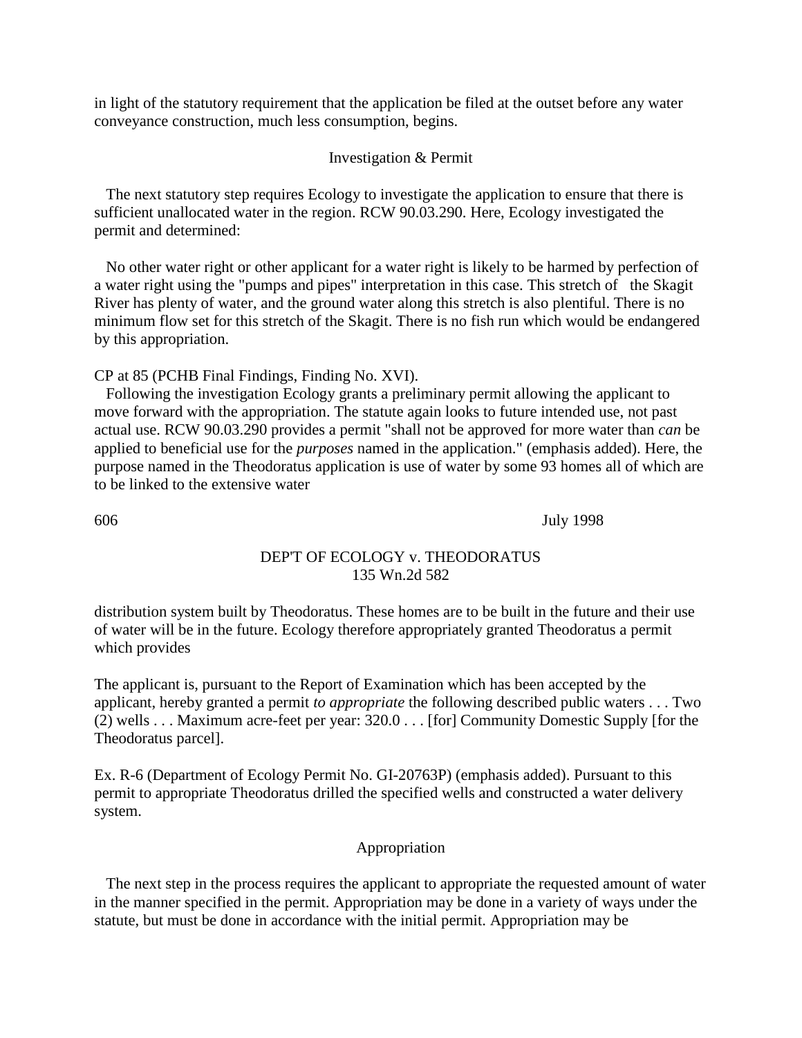in light of the statutory requirement that the application be filed at the outset before any water conveyance construction, much less consumption, begins.

### Investigation & Permit

The next statutory step requires Ecology to investigate the application to ensure that there is sufficient unallocated water in the region. RCW 90.03.290. Here, Ecology investigated the permit and determined:

> No other water right or other applicant for a water right is likely to be harmed by perfection of a water right using the "pumps and pipes" interpretation in this case. This stretch of the Skagit River has plenty of water, and the ground water along this stretch is also plentiful. There is no minimum flow set for this stretch of the Skagit. There is no fish run which would be endangered by this appropriation.

CP at 85 (PCHB Final Findings, Finding No. XVI).

Following the investigation Ecology grants a preliminary permit allowing the applicant to move forward with the appropriation. The statute again looks to future intended use, not past actual use. RCW 90.03.290 provides a permit "shall not be approved for more water than *can* be applied to beneficial use for the *purposes* named in the application." (emphasis added). Here, the purpose named in the Theodoratus application is use of water by some 93 homes all of which are to be linked to the extensive water distribution system built by Theodoratus. These homes are to be built in the future and their use of water will be in the future. Ecology therefore appropriately granted Theodoratus a permit which provides

> The applicant is, pursuant to the Report of Examination which has been accepted by the applicant, hereby granted a permit *to appropriate* the following described public waters . . . Two (2) wells . . . Maximum acre-feet per year: 320.0 . . . [for] Community Domestic Supply [for the Theodoratus parcel].

Ex. R-6 (Department of Ecology Permit No. GI-20763P) (emphasis added). Pursuant to this permit to appropriate Theodoratus drilled the specified wells and constructed a water delivery system.

### Appropriation

The next step in the process requires the applicant to appropriate the requested amount of water in the manner specified in the permit. Appropriation may be done in a variety of ways under the statute, but must be done in accordance with the initial permit. Appropriation may be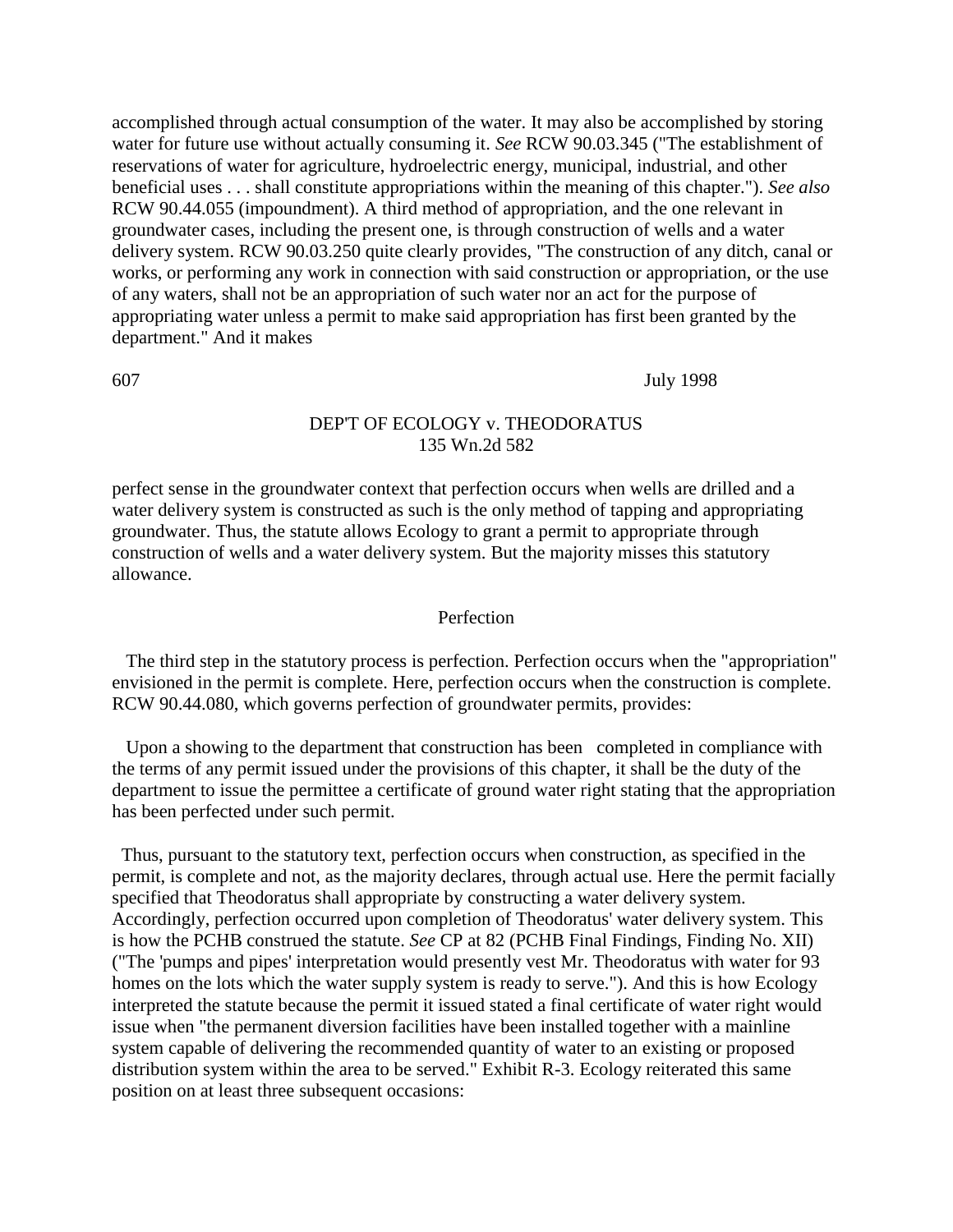accomplished through actual consumption of the water. It may also be accomplished by storing water for future use without actually consuming it. *See* RCW 90.03.345 ("The establishment of reservations of water for agriculture, hydroelectric energy, municipal, industrial, and other beneficial uses . . . shall constitute appropriations within the meaning of this chapter."). *See also* RCW 90.44.055 (impoundment). A third method of appropriation, and the one relevant in groundwater cases, including the present one, is through construction of wells and a water delivery system. RCW 90.03.250 quite clearly provides, "The construction of any ditch, canal or works, or performing any work in connection with said construction or appropriation, or the use of any waters, shall not be an appropriation of such water nor an act for the purpose of appropriating water unless a permit to make said appropriation has first been granted by the department." And it makes

607 July 1998

DEP'T OF ECOLOGY v. THEODORATUS
135 Wn.2d 582

perfect sense in the groundwater context that perfection occurs when wells are drilled and a water delivery system is constructed as such is the only method of tapping and appropriating groundwater. Thus, the statute allows Ecology to grant a permit to appropriate through construction of wells and a water system. But the majority misses this statutory allowance.

### Perfection

The third step in the statutory process is perfection. Perfection occurs when the "appropriation" envisioned in the permit is complete. Here, perfection occurs when the construction is complete. RCW 90.44.080, which governs perfection of groundwater permits, provides:

> Upon a showing to the department that construction has been completed in compliance with the terms of any permit issued under the provisions of this chapter, it shall be the duty of the department to issue the permittee a certificate of ground water right stating that the appropriation has been perfected under such permit.

Thus, pursuant to the statutory text, perfection occurs when construction, as specified in the permit, is complete and not, as the majority declares, through actual use. Here the permit facially specified that Theodoratus shall appropriate by constructing a water delivery system. Accordingly, perfection occurred upon completion of Theodoratus' water delivery system. This is how the PCHB construed the statute. *See* CP at 82 (PCHB Final Findings, Finding No. XII) ("The 'pumps and pipes' interpretation would presently vest Mr. Theodoratus with water for 93 homes on the lots which the water supply system is ready to serve."). And this is how Ecology interpreted the statute because the permit it issued stated a final certificate of water right would issue when "the permanent diversion facilities have been installed together with a mainline system capable of delivering the recommended quantity of water to an existing or proposed distribution system within the area to be served." Exhibit R-3. Ecology reiterated this same position on at least three subsequent occasions: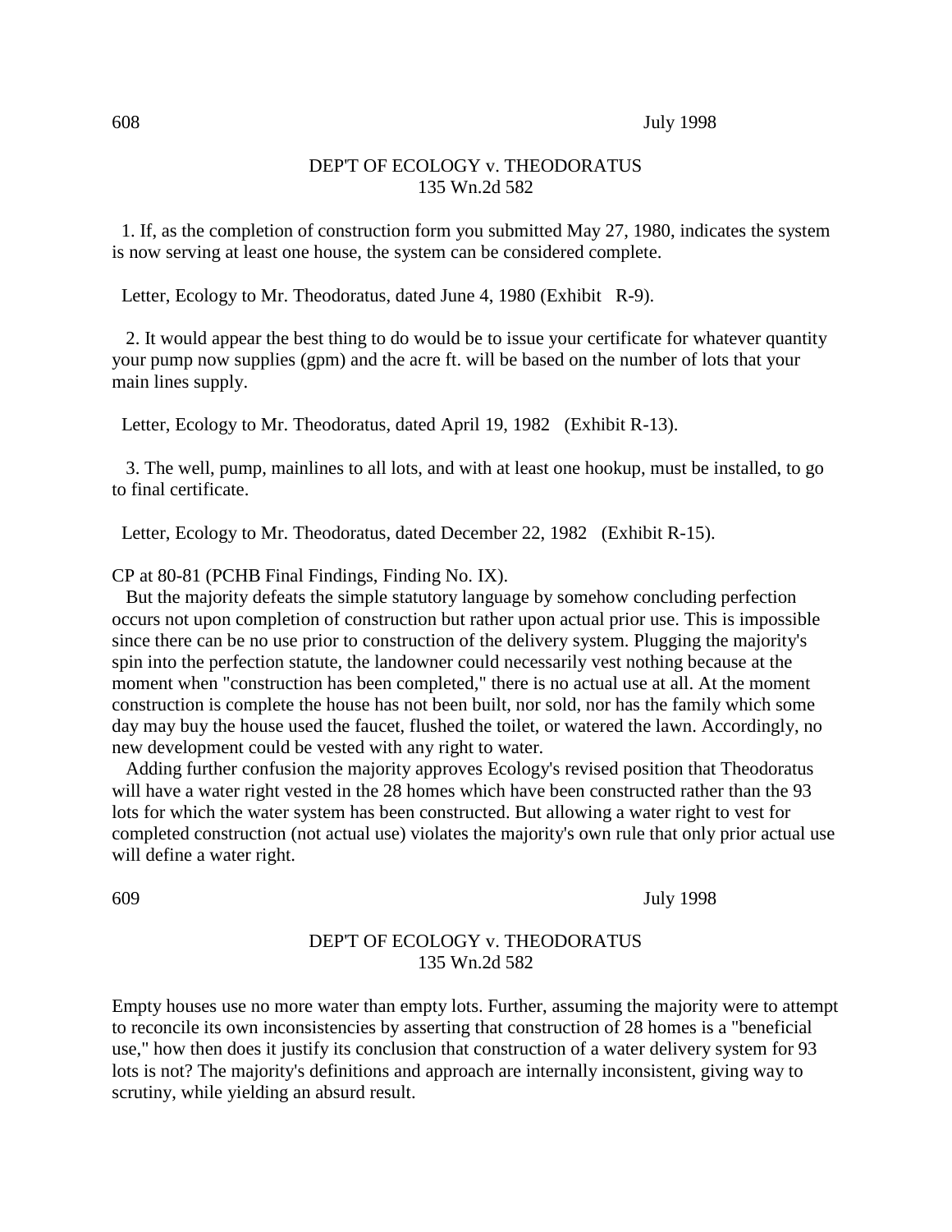1. If, as the completion of construction form you submitted May 27, 1980, indicates the system is now serving at least one house, the system can be considered complete.

Letter, Ecology to Mr. Theodoratus, dated June 4, 1980 (Exhibit R-9).

2. It would appear the best thing to do would be to issue your certificate for whatever quantity your pump now supplies (gpm) and the acre ft. will be based on the number of lots that your main lines supply.

Letter, Ecology to Mr. Theodoratus, dated April 19, 1982 (Exhibit R-13).

3. The well, pump, mainlines to all lots, and with at least one hookup, must be installed, to go to final certificate.

Letter, Ecology to Mr. Theodoratus, dated December 22, 1982 (Exhibit R-15).

CP at 80-81 (PCHB Final Findings, Finding No. IX).

But the majority defeats the simple statutory language by somehow concluding perfection occurs not upon completion of construction but rather upon actual prior use. This is impossible since there can be no use prior to construction of the delivery system. Plugging the majority's spin into the perfection statute, the landowner could necessarily vest nothing because at the moment when "construction has been completed," there is no actual use at all. At the moment construction is complete the house has not been built, nor sold, nor has the family which some day may buy the house used the faucet, flushed the toilet, or watered the lawn. Accordingly, no new development could be vested with any right to water.

Adding further confusion the majority approves Ecology's revised position that Theodoratus will have a water right vested in the 28 homes which have been constructed rather than the 93 lots for which the water system has been constructed. But allowing a water right to vest for completed construction (not actual use) violates the majority's own rule that only prior actual use will define a water right. Empty houses use no more water than empty lots. Further, assuming the majority were to attempt to reconcile its own inconsistencies by asserting that construction of 28 homes is a "beneficial use," how then does it justify its conclusion that construction of a water delivery system for 93 lots is not? The majority's definitions and approach are internally inconsistent, giving way to scrutiny, while yielding an absurd result.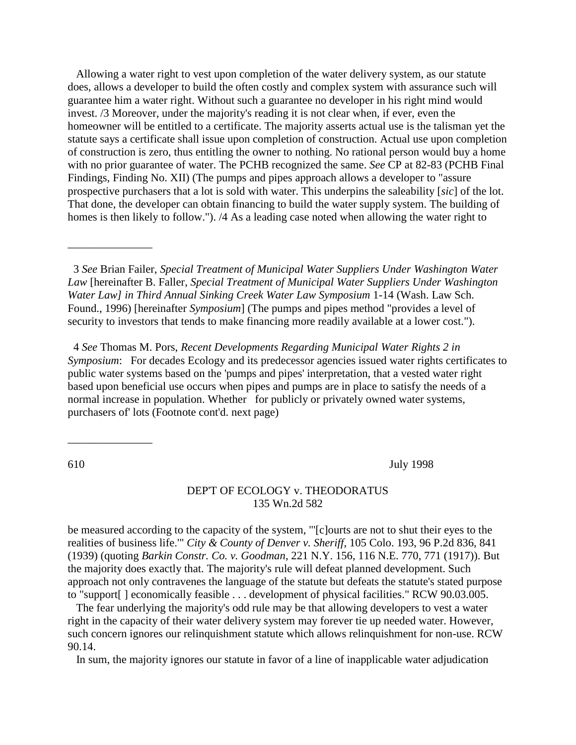Allowing a water right to vest upon completion of the water delivery system, as our statute does, allows a developer to build the often costly and complex system with assurance such will guarantee him a water right. Without such a guarantee no developer in his right mind would invest. /3 Moreover, under the majority's reading it is not clear when, if ever, even the homeowner will be entitled to a certificate. The majority asserts actual use is the talisman yet the statute says a certificate shall issue upon completion of construction. Actual use upon completion of construction is zero, thus entitling the owner to nothing. No rational person would buy a home with no prior guarantee of water. The PCHB recognized the same. *See* CP at 82-83 (PCHB Final Findings, Finding No. XII) (The pumps and pipes approach allows a developer to "assure prospective purchasers that a lot is sold with water. This underpins the saleability [*sic*] of the lot. That done, the developer can obtain financing to build the water supply system. The building of homes is then likely to follow."). /4 As a leading case noted when allowing the water right to

---

3 *See* Brian Failer, *Special Treatment of Municipal Water Suppliers Under Washington Water Law* [hereinafter B. Faller, *Special Treatment of Municipal Water Suppliers Under Washington Water Law] in Third Annual Sinking Creek Water Law Symposium* 1-14 (Wash. Law Sch. Found., 1996) [hereinafter *Symposium*] (The pumps and pipes method "provides a level of security to investors that tends to make financing more readily available at a lower cost.").

4 *See* Thomas M. Pors, *Recent Developments Regarding Municipal Water Rights 2 in Symposium*: For decades Ecology and its predecessor agencies issued water rights certificates to public water systems based on the 'pumps and pipes' interpretation, that a vested water right based upon beneficial use occurs when pipes and pumps are in place to satisfy the needs of a normal increase in population. Whether for publicly or privately owned water systems, purchasers of' lots (Footnote cont'd. next page)

---

be measured according to the capacity of the system, "'[c]ourts are not to shut their eyes to the realities of business life.'" *City & County of Denver v. Sheriff*, 105 Colo. 193, 96 P.2d 836, 841 (1939) (quoting *Barkin Constr. Co. v. Goodman*, 221 N.Y. 156, 116 N.E. 770, 771 (1917)). But the majority does exactly that. The majority's rule will defeat planned development. Such approach not only contravenes the language of the statute but defeats the statute's stated purpose to "support[ ] economically feasible . . . development of physical facilities." RCW 90.03.005.

The fear underlying the majority's odd rule may be that allowing developers to vest a water right in the capacity of their water delivery system may forever tie up needed water. However, such concern ignores our relinquishment statute which allows relinquishment for non-use. RCW 90.14.

In sum, the majority ignores our statute in favor of a line of inapplicable water adjudication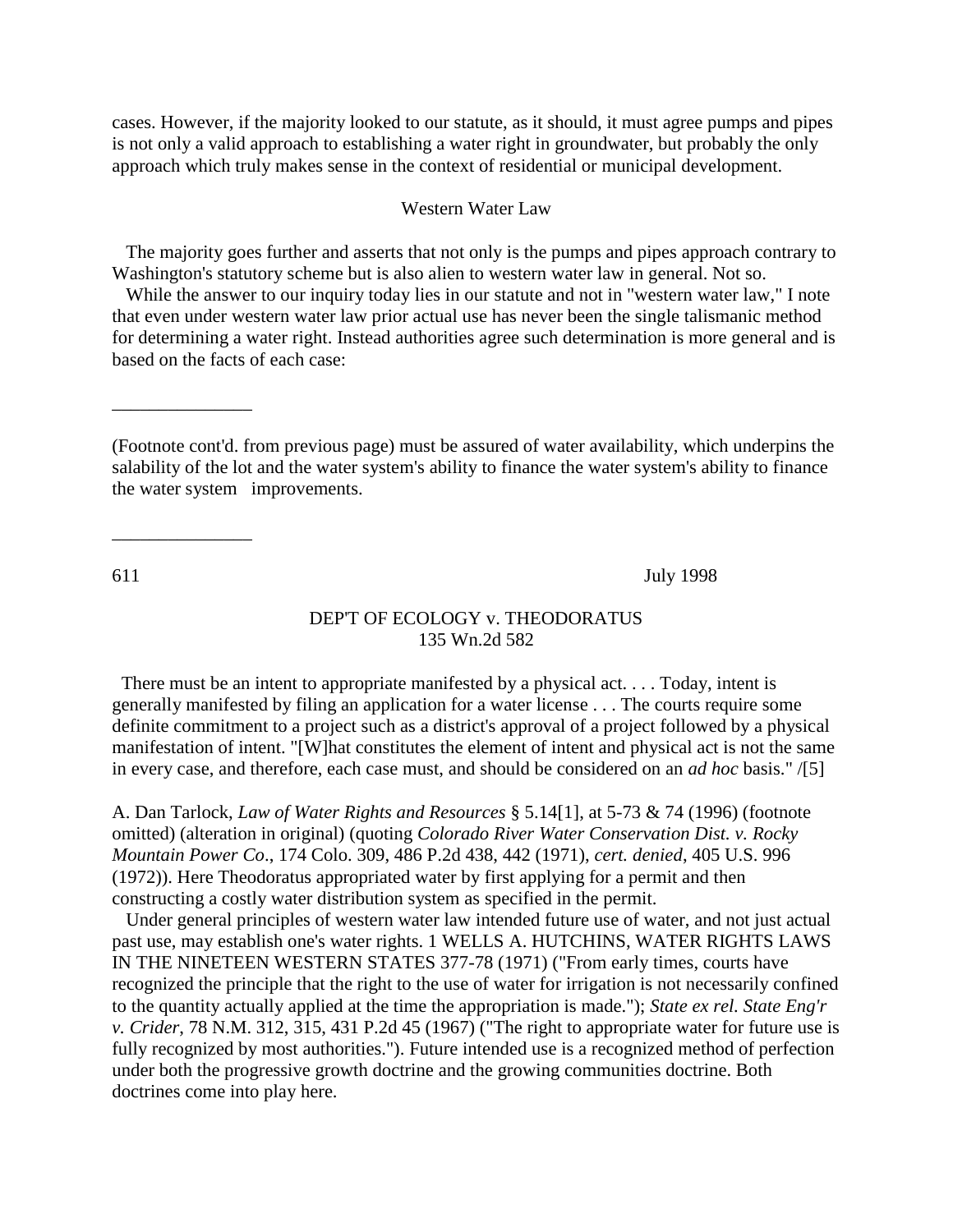cases. However, if the majority looked to our statute, as it should, it must agree pumps and pipes is not only a valid approach to establishing a water right in groundwater, but probably the only approach which truly makes sense in the context of residential or municipal development.

### Western Water Law

The majority goes further and asserts that not only is the pumps and pipes approach contrary to Washington's statutory scheme but is also alien to western water law in general. Not so.

While the answer to our inquiry today lies in our statute and not in "western water law," I note that even under western water law prior actual use has never been the single talismanic method for determining a water right. Instead authorities agree such determination is more general and is based on the facts of each case:

---

(Footnote cont'd. from previous page) must be assured of water availability, which underpins the salability of the lot and the water system's ability to finance the water system's ability to finance the water system improvements.

---

> There must be an intent to appropriate manifested by a physical act. . . . Today, intent is generally manifested by filing an application for a water license . . . The courts require some definite commitment to a project such as a district's approval of a project followed by a physical manifestation of intent. "[W]hat constitutes the element of intent and physical act is not the same in every case, and therefore, each case must, and should be considered on an *ad hoc* basis." /[5]

A. Dan Tarlock, *Law of Water Rights and Resources* § 5.14[1], at 5-73 & 74 (1996) (footnote omitted) (alteration in original) (quoting *Colorado River Water Conservation Dist. v. Rocky Mountain Power Co*., 174 Colo. 309, 486 P.2d 438, 442 (1971), *cert. denied*, 405 U.S. 996 (1972)). Here Theodoratus appropriated water by first applying for a permit and then constructing a costly water distribution system as specified in the permit.

Under general principles of western water law intended future use of water, and not just actual past use, may establish one's water rights. 1 WELLS A. HUTCHINS, WATER RIGHTS LAWS IN THE NINETEEN WESTERN STATES 377-78 (1971) ("From early times, courts have recognized the principle that the right to the use of water for irrigation is not necessarily confined to the quantity actually applied at the time the appropriation is made."); *State ex rel. State Eng'r v. Crider*, 78 N.M. 312, 315, 431 P.2d 45 (1967) ("The right to appropriate water for future use is fully recognized by most authorities."). Future intended use is a recognized method of perfection under both the progressive growth doctrine and the growing communities doctrine. Both doctrines come into play here.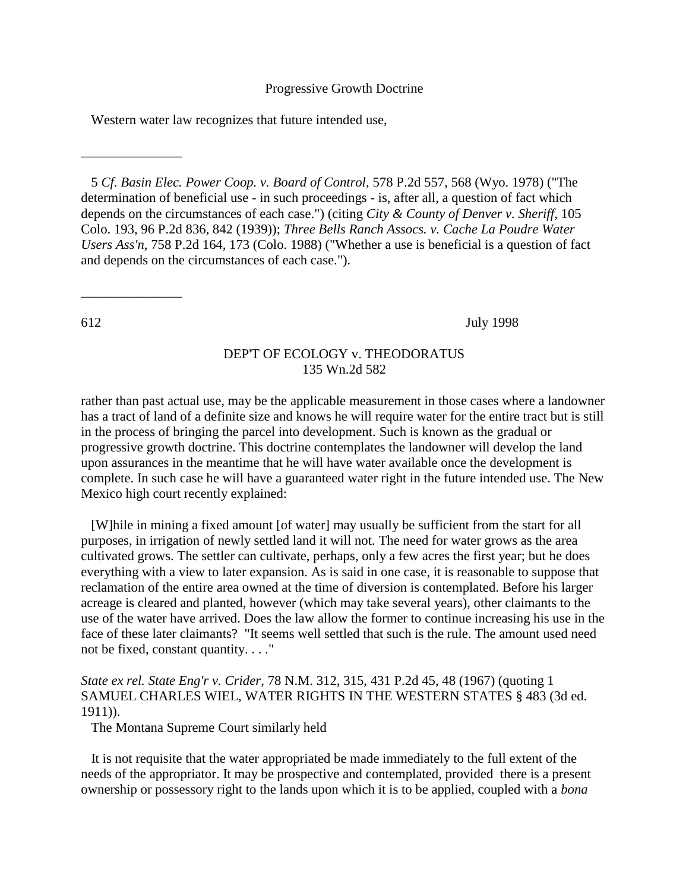Progressive Growth Doctrine

Western water law recognizes that future intended use,

---

5 *Cf. Basin Elec. Power Coop. v. Board of Control*, 578 P.2d 557, 568 (Wyo. 1978) ("The determination of beneficial use - in such proceedings - is, after all, a question of fact which depends on the circumstances of each case.") (citing *City & County of Denver v. Sheriff*, 105 Colo. 193, 96 P.2d 836, 842 (1939)); *Three Bells Ranch Assocs. v. Cache La Poudre Water Users Ass'n*, 758 P.2d 164, 173 (Colo. 1988) ("Whether a use is beneficial is a question of fact and depends on the circumstances of each case.").

---

rather than past actual use, may be the applicable measurement in those cases where a landowner has a tract of land of a definite size and knows he will require water for the entire tract but is still in the process of bringing the parcel into development. Such is known as the gradual or progressive growth doctrine. This doctrine contemplates the landowner will develop the land upon assurances in the meantime that he will have water available once the development is complete. In such case he will have a guaranteed water right in the future intended use. The New Mexico high court recently explained:

> [W]hile in mining a fixed amount [of water] may usually be sufficient from the start for all purposes, in irrigation of newly settled land it will not. The need for water grows as the area cultivated grows. The settler can cultivate, perhaps, only a few acres the first year; but he does everything with a view to later expansion. As is said in one case, it is reasonable to suppose that reclamation of the entire area owned at the time of diversion is contemplated. Before his larger acreage is cleared and planted, however (which may take several years), other claimants to the use of the water have arrived. Does the law allow the former to continue increasing his use in the face of these later claimants? "It seems well settled that such is the rule. The amount used need not be fixed, constant quantity. . . ."

*State ex rel. State Eng'r v. Crider*, 78 N.M. 312, 315, 431 P.2d 45, 48 (1967) (quoting 1 SAMUEL CHARLES WIEL, WATER RIGHTS IN THE WESTERN STATES § 483 (3d ed. 1911)).

The Montana Supreme Court similarly held

> It is not requisite that the water appropriated be made immediately to the full extent of the needs of the appropriator. It may be prospective and contemplated, provided there is a present ownership or possessory right to the lands upon which it is to be applied, coupled with a *bona*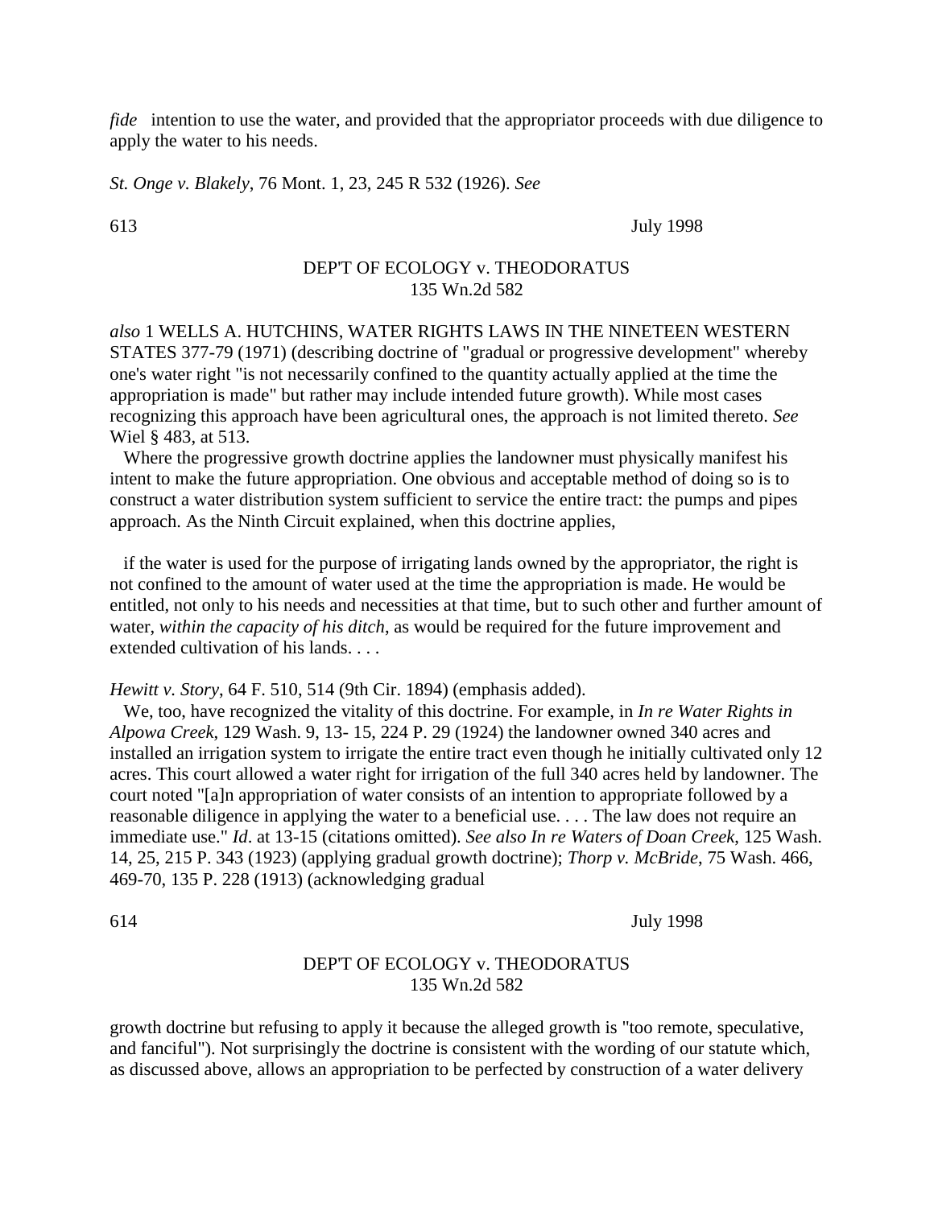*fide* intention to use the water, and provided that the appropriator proceeds with due diligence to apply the water to his needs.

*St. Onge v. Blakely*, 76 Mont. 1, 23, 245 R 532 (1926). *See also* 1 WELLS A. HUTCHINS, WATER RIGHTS LAWS IN THE NINETEEN WESTERN STATES 377-79 (1971) (describing doctrine of "gradual or progressive development" whereby one's water right "is not necessarily confined to the quantity actually applied at the time the appropriation is made" but rather may include intended future growth). While most cases recognizing this approach have been agricultural ones, the approach is not limited thereto. *See* Wiel § 483, at 513.

Where the progressive growth doctrine applies the landowner must physically manifest his intent to make the future appropriation. One obvious and acceptable method of doing so is to construct a water distribution system sufficient to service the entire tract: the pumps and pipes approach. As the Ninth Circuit explained, when this doctrine applies,

> if the water is used for the purpose of irrigating lands owned by the appropriator, the right is not confined to the amount of water used at the time the appropriation is made. He would be entitled, not only to his needs and necessities at that time, but to such other and further amount of water, *within the capacity of his ditch*, as would be required for the future improvement and extended cultivation of his lands. . . .

*Hewitt v. Story*, 64 F. 510, 514 (9th Cir. 1894) (emphasis added).

We, too, have recognized the vitality of this doctrine. For example, in *In re Water Rights in Alpowa Creek*, 129 Wash. 9, 13- 15, 224 P. 29 (1924) the landowner owned 340 acres and installed an irrigation system to irrigate the entire tract even though he initially cultivated only 12 acres. This court allowed a water right for irrigation of the full 340 acres held by landowner. The court noted "[a]n appropriation of water consists of an intention to appropriate followed by a reasonable diligence in applying the water to a beneficial use. . . . The law does not require an immediate use." *Id*. at 13-15 (citations omitted). *See also In re Waters of Doan Creek*, 125 Wash. 14, 25, 215 P. 343 (1923) (applying gradual growth doctrine); *Thorp v. McBride*, 75 Wash. 466, 469-70, 135 P. 228 (1913) (acknowledging gradual growth doctrine but refusing to apply it because the alleged growth is "too remote, speculative, and fanciful"). Not surprisingly the doctrine is consistent with the wording of our statute which, as discussed above, allows an appropriation to be perfected by construction of a water delivery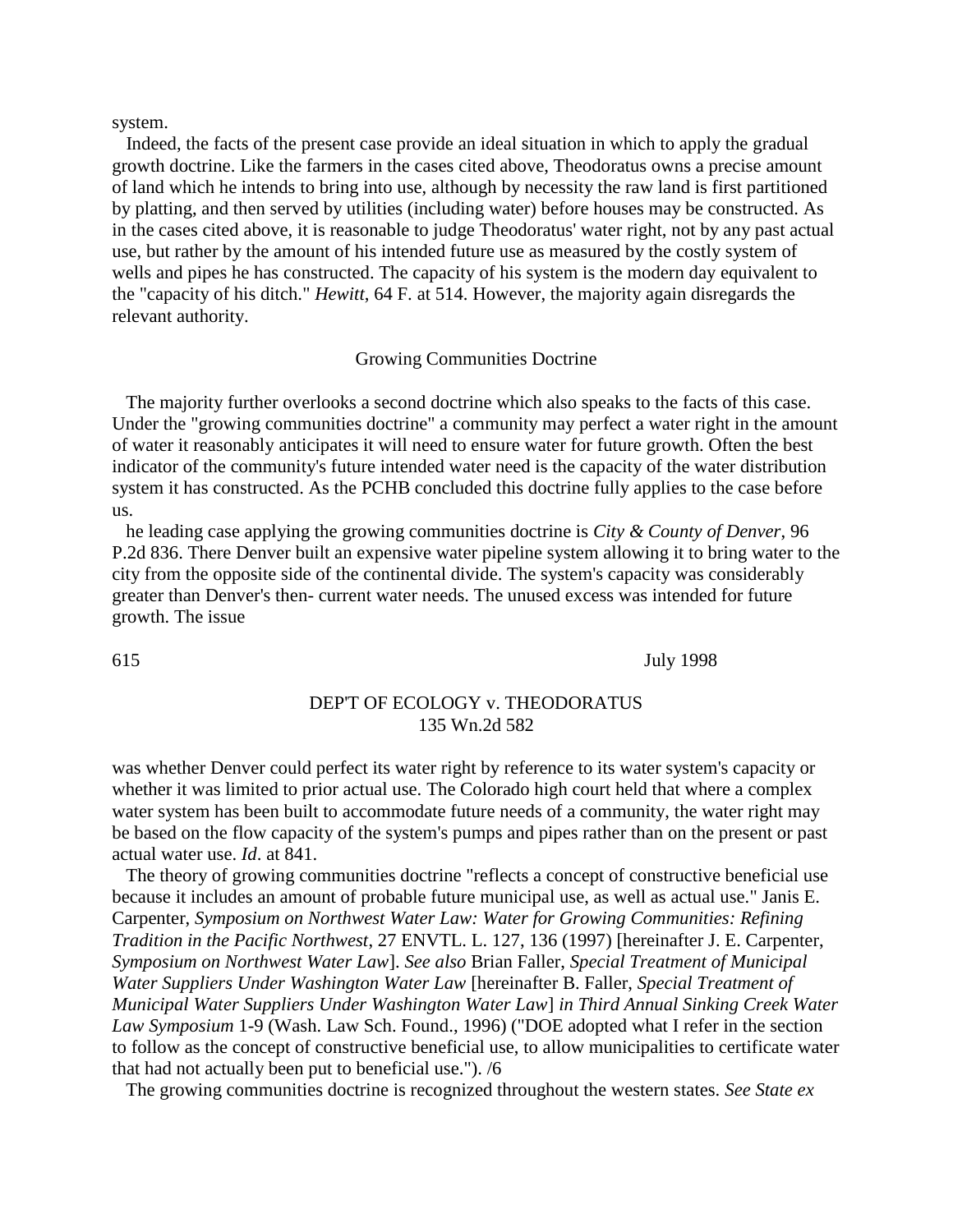system.

Indeed, the facts of the present case provide an ideal situation in which to apply the gradual growth doctrine. Like the farmers in the cases cited above, Theodoratus owns a precise amount of land which he intends to bring into use, although by necessity the raw land is first partitioned by platting, and then served by utilities (including water) before houses may be constructed. As in the cases cited above, it is reasonable to judge Theodoratus' water right, not by any past actual use, but rather by the amount of his intended future use as measured by the costly system of wells and pipes he has constructed. The capacity of his system is the modern day equivalent to the "capacity of his ditch." *Hewitt*, 64 F. at 514. However, the majority again disregards the relevant authority.

Growing Communities Doctrine

The majority further overlooks a second doctrine which also speaks to the facts of this case. Under the "growing communities doctrine" a community may perfect a water right in the amount of water it reasonably anticipates it will need to ensure water for future growth. Often the best indicator of the community's future intended water need is the capacity of the water distribution system it has constructed. As the PCHB concluded this doctrine fully applies to the case before us.

he leading case applying the growing communities doctrine is *City & County of Denver*, 96 P.2d 836. There Denver built an expensive water pipeline system allowing it to bring water to the city from the opposite side of the continental divide. The system's capacity was considerably greater than Denver's then- current water needs. The unused excess was intended for future growth. The issue

615 July 1998

DEP'T OF ECOLOGY v. THEODORATUS
135 Wn.2d 582

was whether Denver could perfect its water right by reference to its water system's capacity or whether it was limited to prior actual use. The Colorado high court held that where a complex water system has been built to accommodate future needs of a community, the water right may be based on the flow capacity of the system's pumps and pipes rather than on the present or past actual water use. *Id*. at 841.

The theory of growing communities doctrine "reflects a concept of constructive beneficial use because it includes an amount of probable future municipal use, as well as actual use." Janis E. Carpenter, *Symposium on Northwest Water Law: Water for Growing Communities: Refining Tradition in the Pacific Northwest*, 27 ENVTL. L. 127, 136 (1997) [hereinafter J. E. Carpenter, *Symposium on Northwest Water Law*]. *See also* Brian Faller, *Special Treatment of Municipal Water Suppliers Under Washington Water Law* [hereinafter B. Faller, *Special Treatment of Municipal Water Suppliers Under Washington Water Law*] *in Third Annual Sinking Creek Water Law Symposium* 1-9 (Wash. Law Sch. Found., 1996) ("DOE adopted what I refer in the section to follow as the concept of constructive beneficial use, to allow municipalities to certificate water that had not actually been put to beneficial use."). /6

The growing communities doctrine is recognized throughout the western states. *See State ex*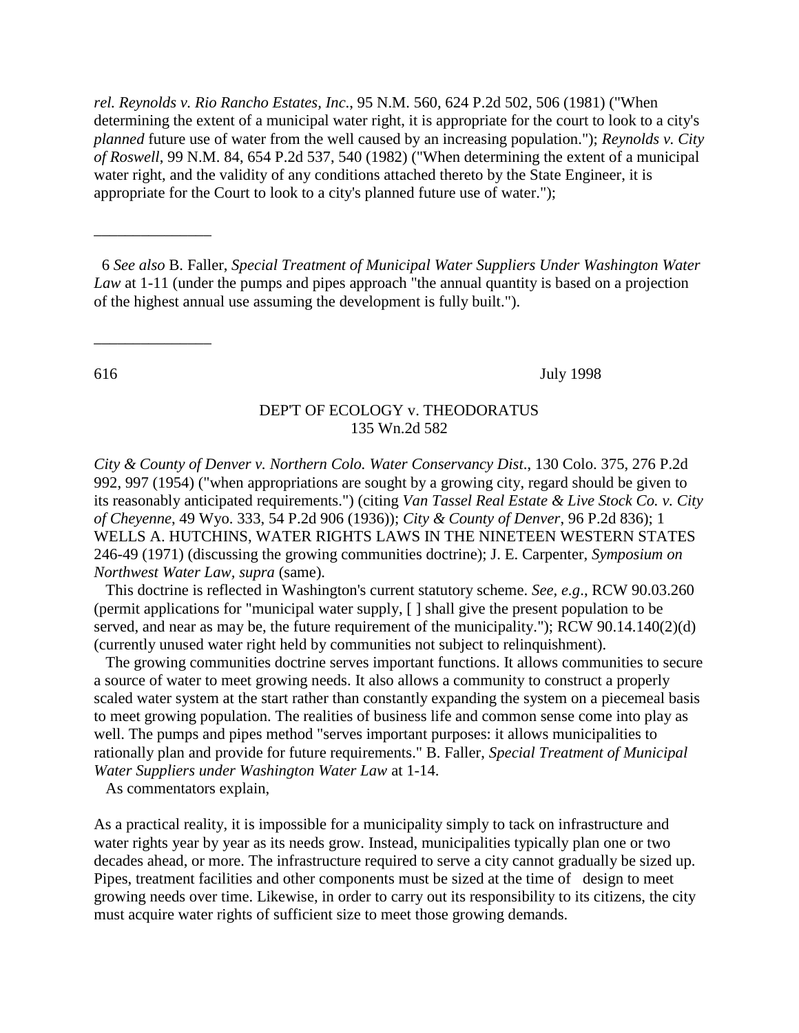*rel. Reynolds v. Rio Rancho Estates, Inc*., 95 N.M. 560, 624 P.2d 502, 506 (1981) ("When determining the extent of a municipal water right, it is appropriate for the court to look to a city's *planned* future use of water from the well caused by an increasing population."); *Reynolds v. City of Roswell*, 99 N.M. 84, 654 P.2d 537, 540 (1982) ("When determining the extent of a municipal water right, and the validity of any conditions attached thereto by the State Engineer, it is appropriate for the Court to look to a city's planned future use of water.");

---

6 *See also* B. Faller, *Special Treatment of Municipal Water Suppliers Under Washington Water Law* at 1-11 (under the pumps and pipes approach "the annual quantity is based on a projection of the highest annual use assuming the development is fully built.").

---

*City & County of Denver v. Northern Colo. Water Conservancy Dist*., 130 Colo. 375, 276 P.2d 992, 997 (1954) ("when appropriations are sought by a growing city, regard should be given to its reasonably anticipated requirements.") (citing *Van Tassel Real Estate & Live Stock Co. v. City of Cheyenne*, 49 Wyo. 333, 54 P.2d 906 (1936)); *City & County of Denver*, 96 P.2d 836); 1 WELLS A. HUTCHINS, WATER RIGHTS LAWS IN THE NINETEEN WESTERN STATES 246-49 (1971) (discussing the growing communities doctrine); J. E. Carpenter, *Symposium on Northwest Water Law*, *supra* (same).

This doctrine is reflected in Washington's current statutory scheme. *See, e.g*., RCW 90.03.260 (permit applications for "municipal water supply, [ ] shall give the present population to be served, and near as may be, the future requirement of the municipality."); RCW 90.14.140(2)(d) (currently unused water right held by communities not subject to relinquishment).

The growing communities doctrine serves important functions. It allows communities to secure a source of water to meet growing needs. It also allows a community to construct a properly scaled water system at the start rather than constantly expanding the system on a piecemeal basis to meet growing population. The realities of business life and common sense come into play as well. The pumps and pipes method "serves important purposes: it allows municipalities to rationally plan and provide for future requirements." B. Faller, *Special Treatment of Municipal Water Suppliers under Washington Water Law* at 1-14.

As commentators explain,

As a practical reality, it is impossible for a municipality simply to tack on infrastructure and water rights year by year as its needs grow. Instead, municipalities typically plan one or two decades ahead, or more. The infrastructure required to serve a city cannot gradually be sized up. Pipes, treatment facilities and other components must be sized at the time of design to meet growing needs over time. Likewise, in order to carry out its responsibility to its citizens, the city must acquire water rights of sufficient size to meet those growing demands.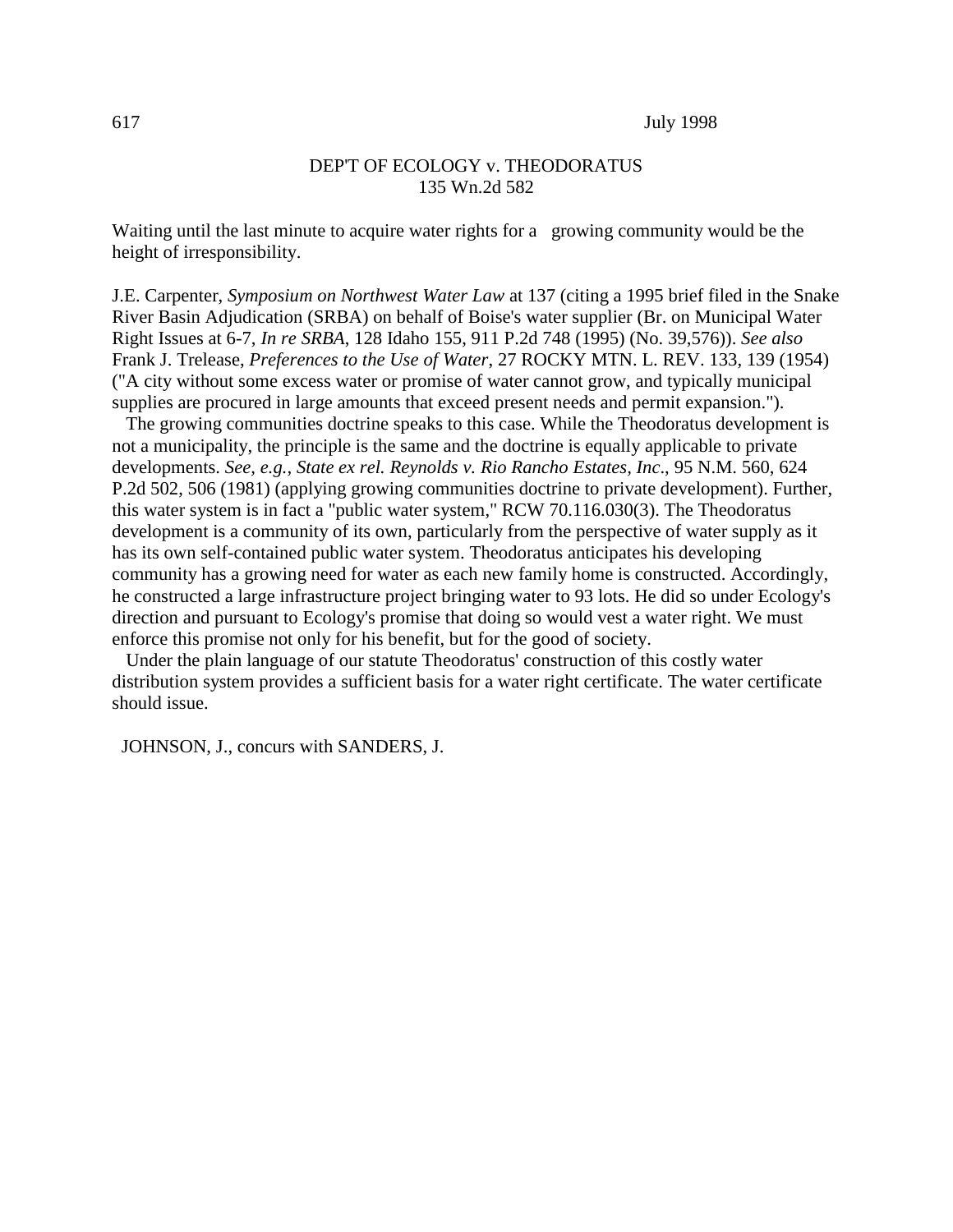Waiting until the last minute to acquire water rights for a growing community would be the height of irresponsibility.

J.E. Carpenter, *Symposium on Northwest Water Law* at 137 (citing a 1995 brief filed in the Snake River Basin Adjudication (SRBA) on behalf of Boise's water supplier (Br. on Municipal Water Right Issues at 6-7, *In re SRBA*, 128 Idaho 155, 911 P.2d 748 (1995) (No. 39,576)). *See also* Frank J. Trelease, *Preferences to the Use of Water*, 27 ROCKY MTN. L. REV. 133, 139 (1954) ("A city without some excess water or promise of water cannot grow, and typically municipal supplies are procured in large amounts that exceed present needs and permit expansion.").

The growing communities doctrine speaks to this case. While the Theodoratus development is not a municipality, the principle is the same and the doctrine is equally applicable to private developments. *See, e.g., State ex rel. Reynolds v. Rio Rancho Estates, Inc*., 95 N.M. 560, 624 P.2d 502, 506 (1981) (applying growing communities doctrine to private development). Further, this water system is in fact a "public water system," RCW 70.116.030(3). The Theodoratus development is a community of its own, particularly from the perspective of water supply as it has its own self-contained public water system. Theodoratus anticipates his developing community has a growing need for water as each new family home is constructed. Accordingly, he constructed a large infrastructure project bringing water to 93 lots. He did so under Ecology's direction and pursuant to Ecology's promise that doing so would vest a water right. We must enforce this promise not only for his benefit, but for the good of society.

Under the plain language of our statute Theodoratus' construction of this costly water distribution system provides a sufficient basis for a water right certificate. The water certificate should issue.

JOHNSON, J., concurs with SANDERS, J.